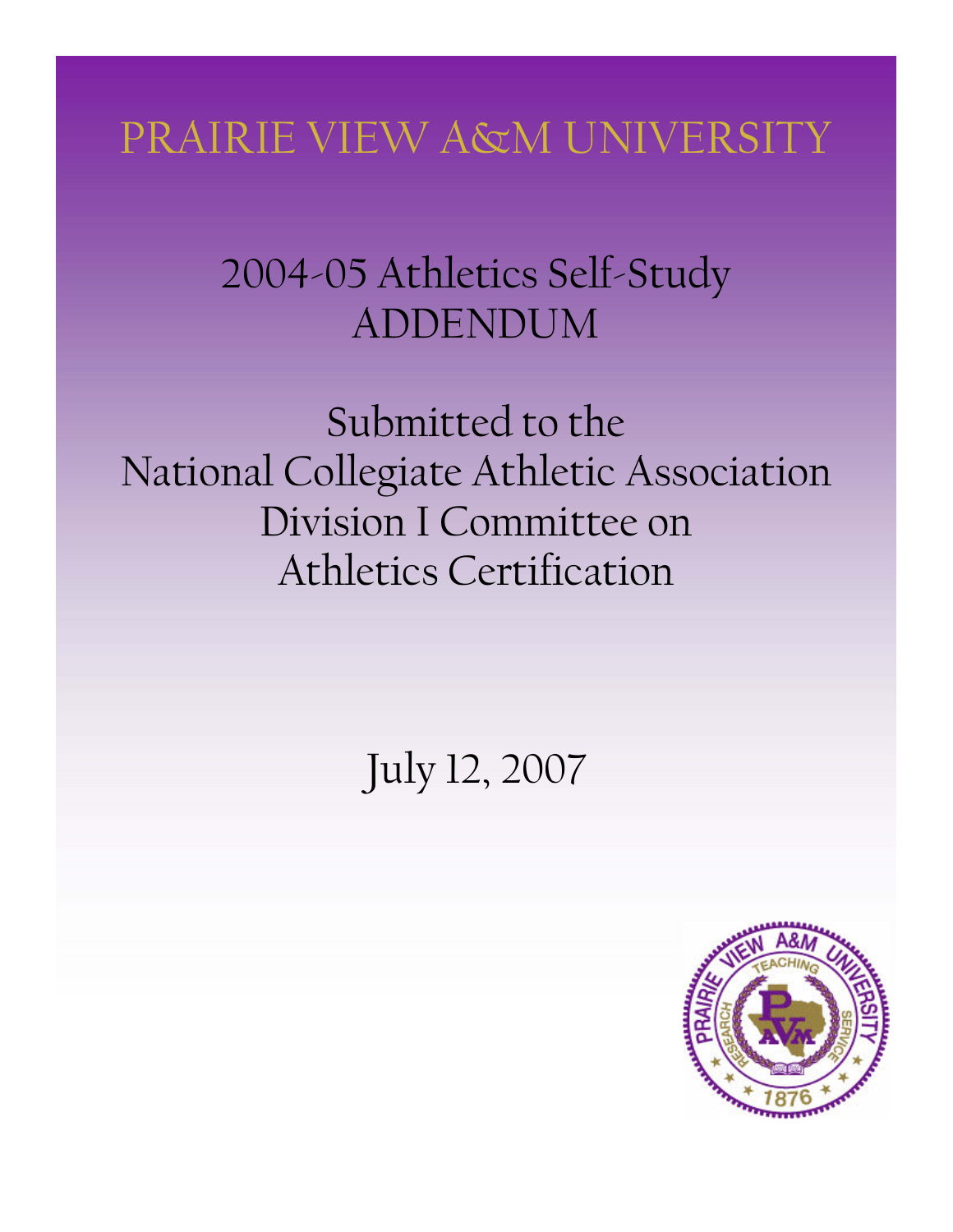# PRAIRIE VIEW A&M UNIVERSITY

## 2004-05 Athletics Self-Study ADDENDUM

Submitted to the
National Collegiate Athletic Association
Division I Committee on
Athletics Certification

July 12, 2007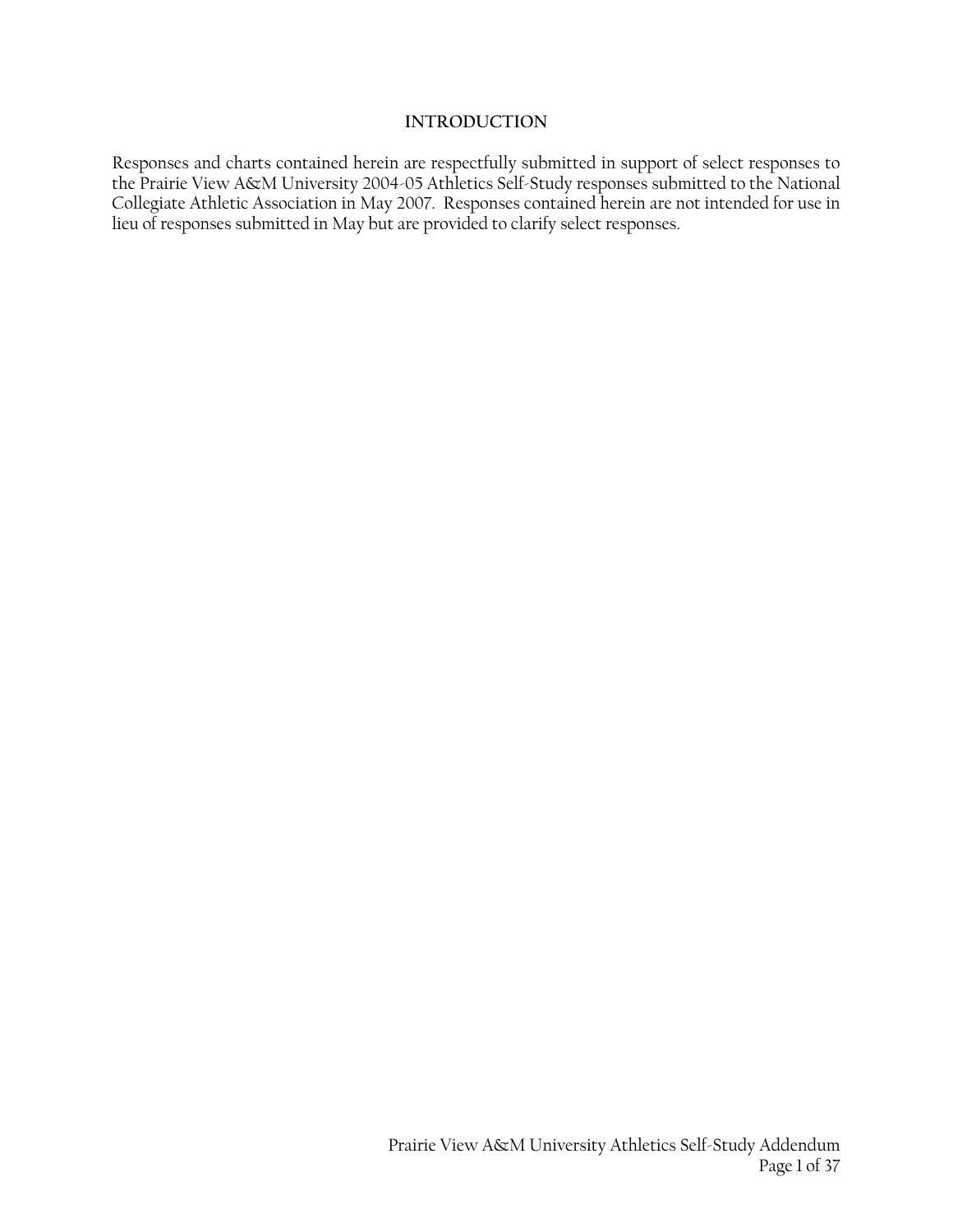# INTRODUCTION

Responses and charts contained herein are respectfully submitted in support of select responses to the Prairie View A&M University 2004-05 Athletics Self-Study responses submitted to the National Collegiate Athletic Association in May 2007. Responses contained herein are not intended for use in lieu of responses submitted in May but are provided to clarify select responses.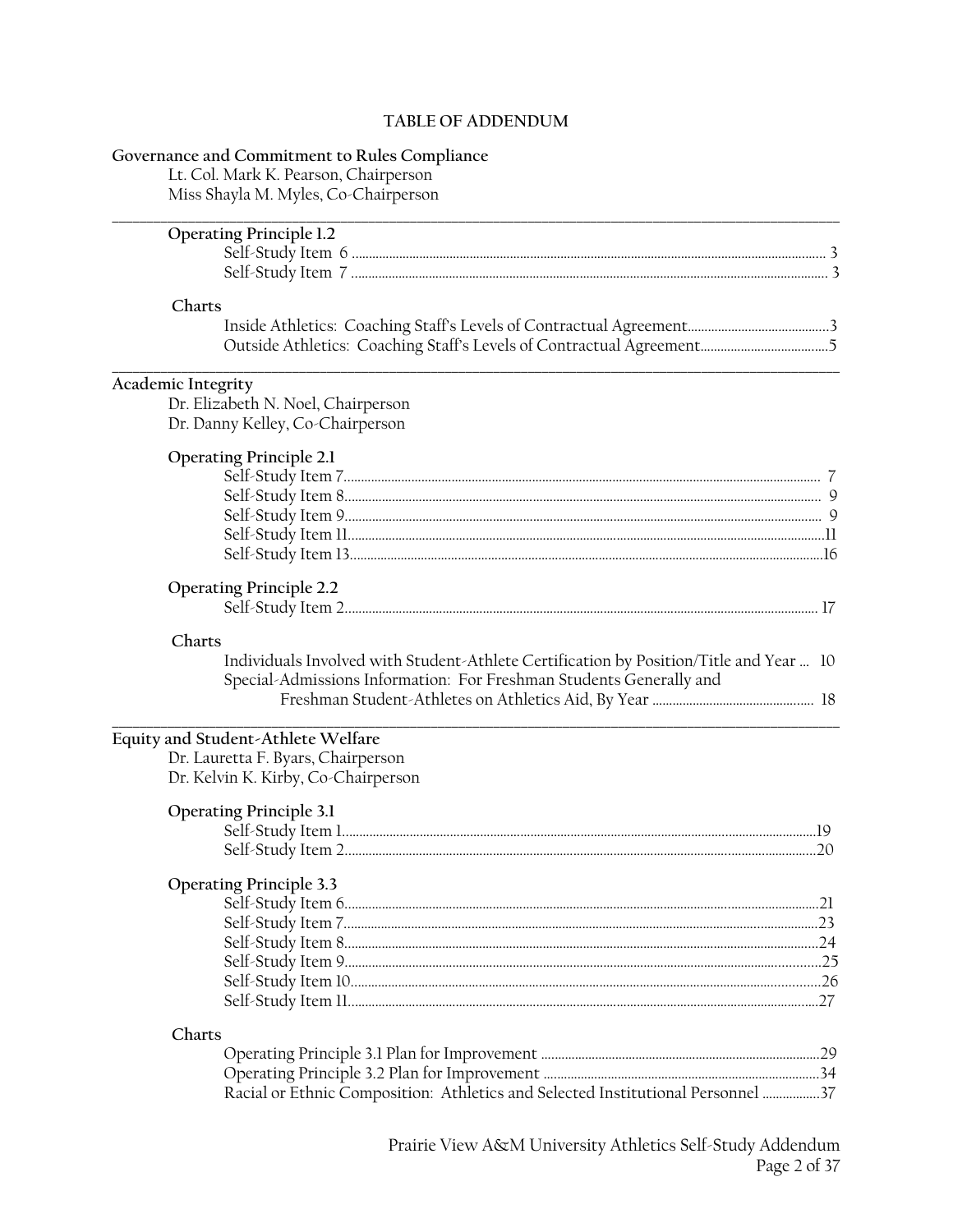# TABLE OF ADDENDUM

## Governance and Commitment to Rules Compliance

Lt. Col. Mark K. Pearson, Chairperson
Miss Shayla M. Myles, Co-Chairperson

---

### Operating Principle 1.2

- Self-Study Item 6 .......... 3
- Self-Study Item 7 .......... 3

### Charts

- Inside Athletics: Coaching Staff's Levels of Contractual Agreement .......... 3
- Outside Athletics: Coaching Staff's Levels of Contractual Agreement .......... 5

---

## Academic Integrity

Dr. Elizabeth N. Noel, Chairperson
Dr. Danny Kelley, Co-Chairperson

### Operating Principle 2.1

- Self-Study Item 7 .......... 7
- Self-Study Item 8 .......... 9
- Self-Study Item 9 .......... 9
- Self-Study Item 11 .......... 11
- Self-Study Item 13 .......... 16

### Operating Principle 2.2

- Self-Study Item 2 .......... 17

### Charts

- Individuals Involved with Student-Athlete Certification by Position/Title and Year ... 10
- Special-Admissions Information: For Freshman Students Generally and Freshman Student-Athletes on Athletics Aid, By Year .......... 18

---

## Equity and Student-Athlete Welfare

Dr. Lauretta F. Byars, Chairperson
Dr. Kelvin K. Kirby, Co-Chairperson

### Operating Principle 3.1

- Self-Study Item 1 .......... 19
- Self-Study Item 2 .......... 20

### Operating Principle 3.3

- Self-Study Item 6 .......... 21
- Self-Study Item 7 .......... 23
- Self-Study Item 8 .......... 24
- Self-Study Item 9 .......... 25
- Self-Study Item 10 .......... 26
- Self-Study Item 11 .......... 27

### Charts

- Operating Principle 3.1 Plan for Improvement .......... 29
- Operating Principle 3.2 Plan for Improvement .......... 34
- Racial or Ethnic Composition: Athletics and Selected Institutional Personnel .......... 37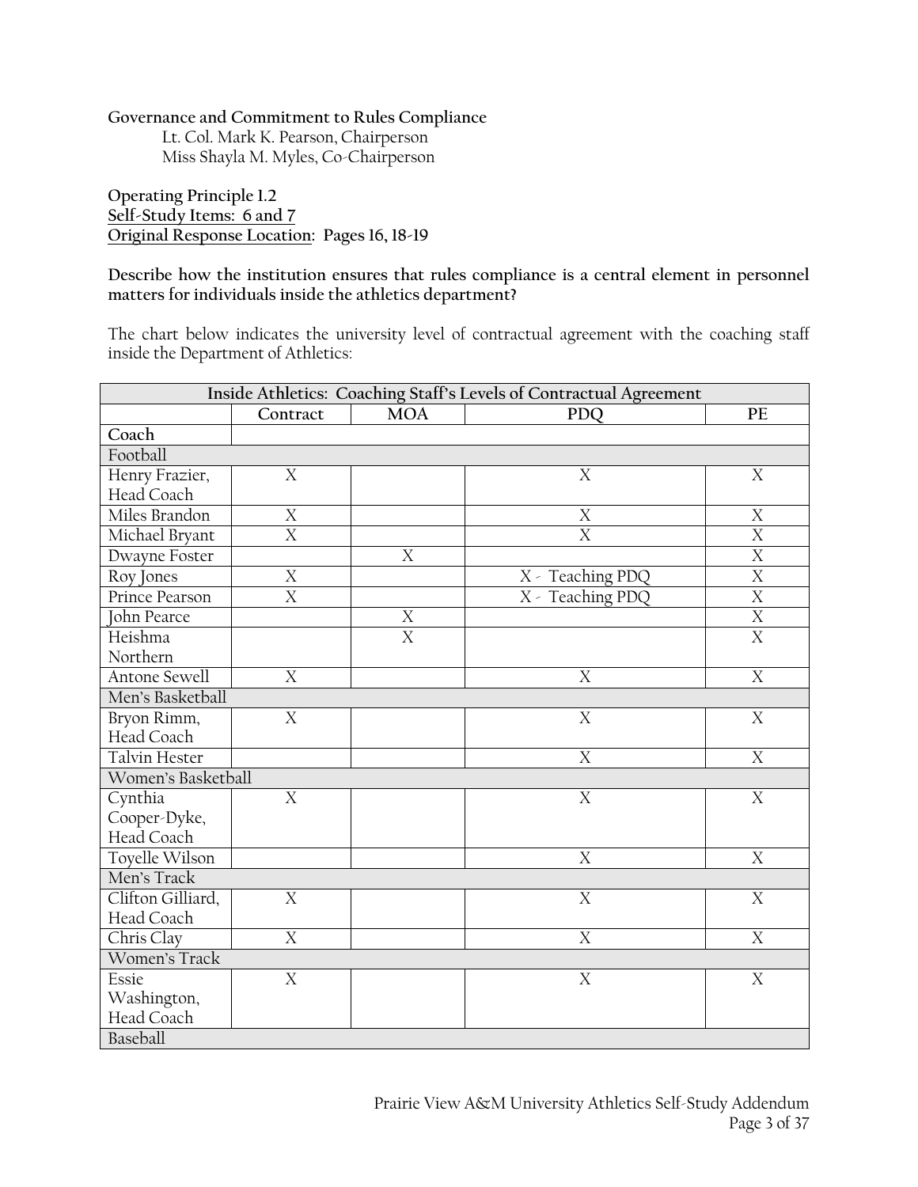**Governance and Commitment to Rules Compliance**

Lt. Col. Mark K. Pearson, Chairperson
Miss Shayla M. Myles, Co-Chairperson

**Operating Principle 1.2**
**Self-Study Items: 6 and 7**
**Original Response Location: Pages 16, 18-19**

**Describe how the institution ensures that rules compliance is a central element in personnel matters for individuals inside the athletics department?**

The chart below indicates the university level of contractual agreement with the coaching staff inside the Department of Athletics:

| Inside Athletics: Coaching Staff's Levels of Contractual Agreement | | | | |
|---|---|---|---|---|
| | **Contract** | **MOA** | **PDQ** | **PE** |
| **Coach** | | | | |
| Football | | | | |
| Henry Frazier, Head Coach | X | | X | X |
| Miles Brandon | X | | X | X |
| Michael Bryant | X | | X | X |
| Dwayne Foster | | X | | X |
| Roy Jones | X | | X - Teaching PDQ | X |
| Prince Pearson | X | | X - Teaching PDQ | X |
| John Pearce | | X | | X |
| Heishma Northern | | X | | X |
| Antone Sewell | X | | X | X |
| Men's Basketball | | | | |
| Bryon Rimm, Head Coach | X | | X | X |
| Talvin Hester | | | X | X |
| Women's Basketball | | | | |
| Cynthia Cooper-Dyke, Head Coach | X | | X | X |
| Toyelle Wilson | | | X | X |
| Men's Track | | | | |
| Clifton Gilliard, Head Coach | X | | X | X |
| Chris Clay | X | | X | X |
| Women's Track | | | | |
| Essie Washington, Head Coach | X | | X | X |
| Baseball | | | | |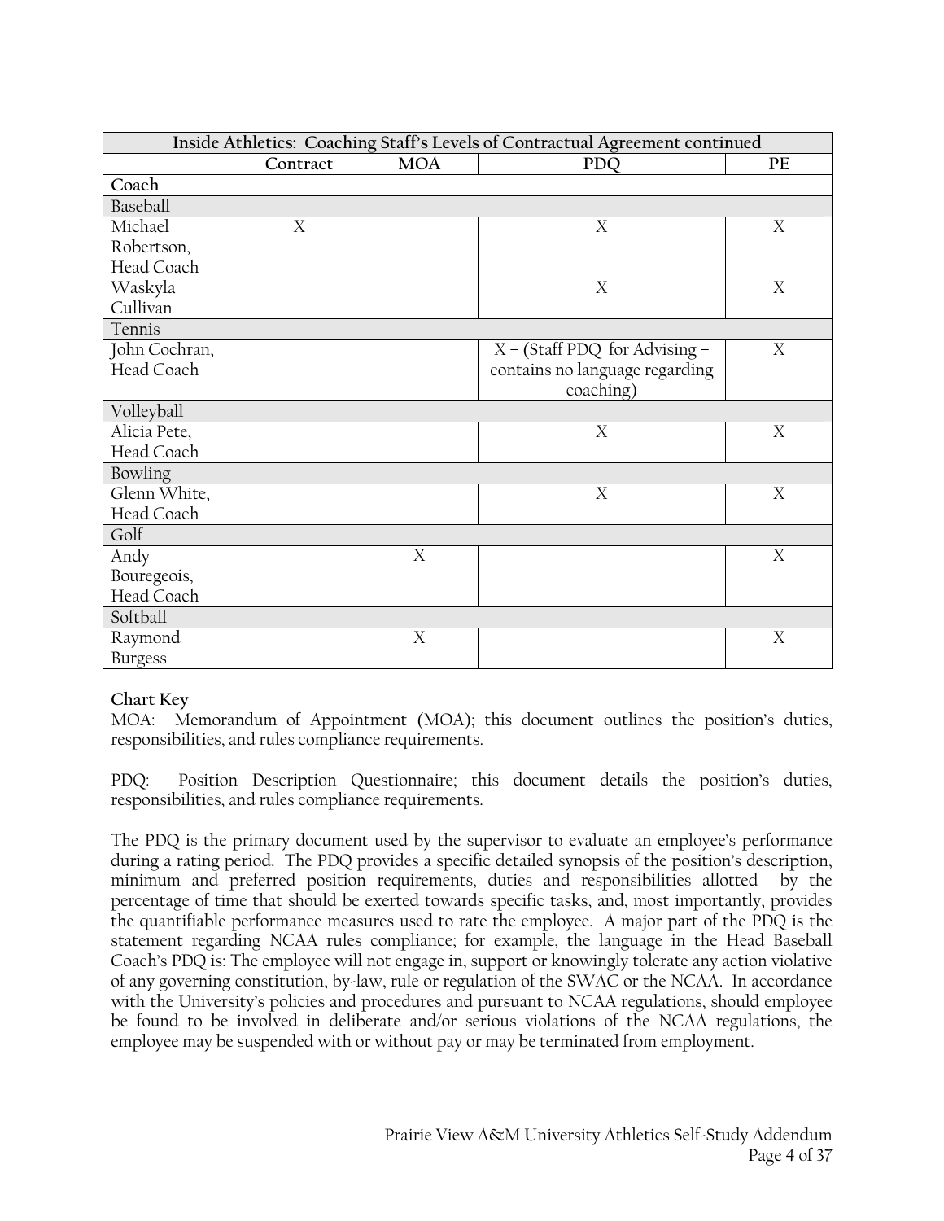| Inside Athletics: Coaching Staff's Levels of Contractual Agreement continued | | | | |
|---|---|---|---|---|
| | Contract | MOA | PDQ | PE |
| **Coach** | | | | |
| Baseball | | | | |
| Michael Robertson, Head Coach | X | | X | X |
| Waskyla Cullivan | | | X | X |
| Tennis | | | | |
| John Cochran, Head Coach | | | X – (Staff PDQ for Advising – contains no language regarding coaching) | X |
| Volleyball | | | | |
| Alicia Pete, Head Coach | | | X | X |
| Bowling | | | | |
| Glenn White, Head Coach | | | X | X |
| Golf | | | | |
| Andy Bouregeois, Head Coach | | X | | X |
| Softball | | | | |
| Raymond Burgess | | X | | X |

**Chart Key**

MOA: Memorandum of Appointment (MOA); this document outlines the position's duties, responsibilities, and rules compliance requirements.

PDQ: Position Description Questionnaire; this document details the position's duties, responsibilities, and rules compliance requirements.

The PDQ is the primary document used by the supervisor to evaluate an employee's performance during a rating period. The PDQ provides a specific detailed synopsis of the position's description, minimum and preferred position requirements, duties and responsibilities allotted by the percentage of time that should be exerted towards specific tasks, and, most importantly, provides the quantifiable performance measures used to rate the employee. A major part of the PDQ is the statement regarding NCAA rules compliance; for example, the language in the Head Baseball Coach's PDQ is: The employee will not engage in, support or knowingly tolerate any action violative of any governing constitution, by-law, rule or regulation of the SWAC or the NCAA. In accordance with the University's policies and procedures and pursuant to NCAA regulations, should employee be found to be involved in deliberate and/or serious violations of the NCAA regulations, the employee may be suspended with or without pay or may be terminated from employment.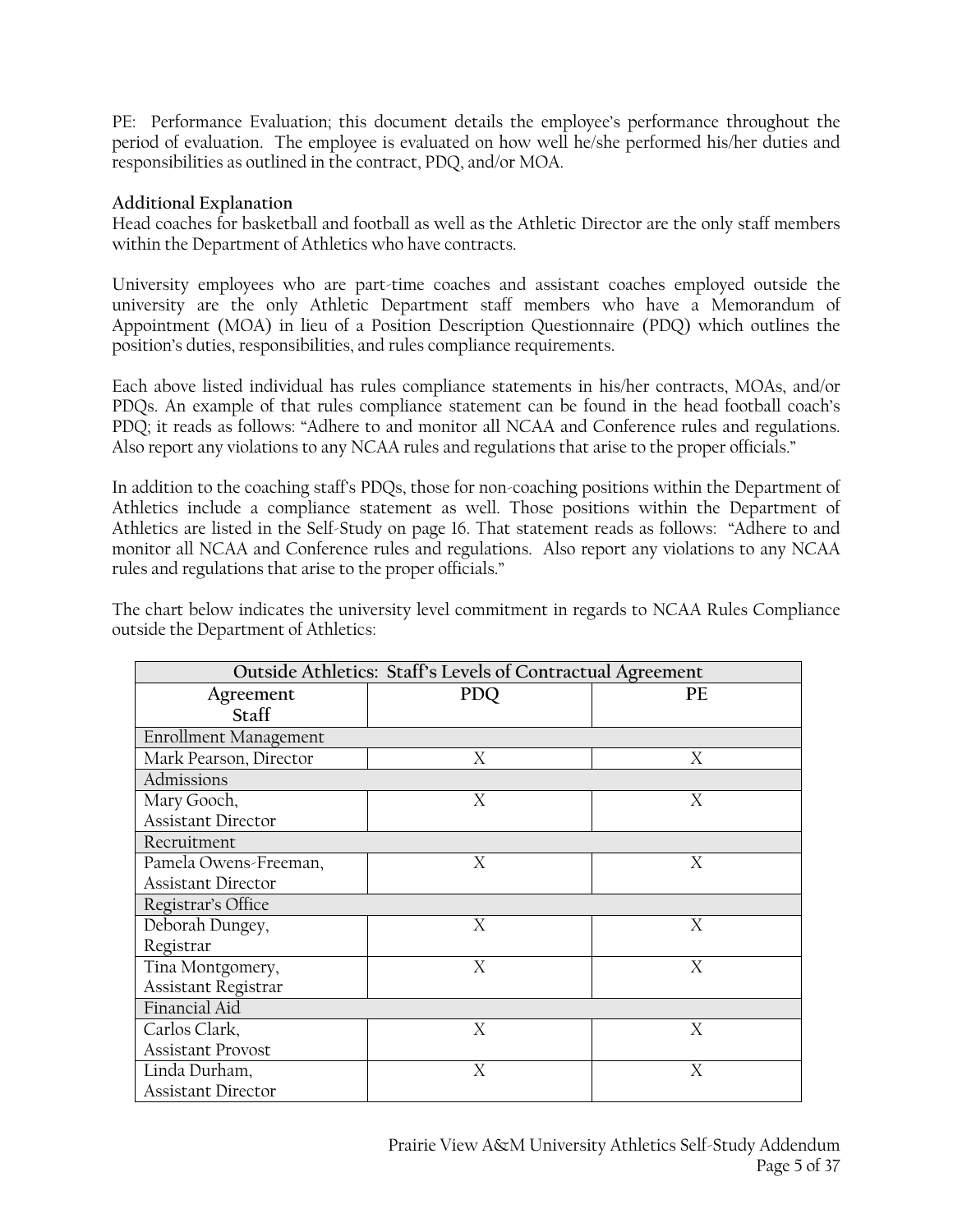PE: Performance Evaluation; this document details the employee's performance throughout the period of evaluation. The employee is evaluated on how well he/she performed his/her duties and responsibilities as outlined in the contract, PDQ, and/or MOA.

**Additional Explanation**

Head coaches for basketball and football as well as the Athletic Director are the only staff members within the Department of Athletics who have contracts.

University employees who are part-time coaches and assistant coaches employed outside the university are the only Athletic Department staff members who have a Memorandum of Appointment (MOA) in lieu of a Position Description Questionnaire (PDQ) which outlines the position's duties, responsibilities, and rules compliance requirements.

Each above listed individual has rules compliance statements in his/her contracts, MOAs, and/or PDQs. An example of that rules compliance statement can be found in the head football coach's PDQ; it reads as follows: "Adhere to and monitor all NCAA and Conference rules and regulations. Also report any violations to any NCAA rules and regulations that arise to the proper officials."

In addition to the coaching staff's PDQs, those for non-coaching positions within the Department of Athletics include a compliance statement as well. Those positions within the Department of Athletics are listed in the Self-Study on page 16. That statement reads as follows: "Adhere to and monitor all NCAA and Conference rules and regulations. Also report any violations to any NCAA rules and regulations that arise to the proper officials."

The chart below indicates the university level commitment in regards to NCAA Rules Compliance outside the Department of Athletics:

| Outside Athletics: Staff's Levels of Contractual Agreement | | |
|---|---|---|
| **Agreement Staff** | **PDQ** | **PE** |
| Enrollment Management | | |
| Mark Pearson, Director | X | X |
| Admissions | | |
| Mary Gooch, Assistant Director | X | X |
| Recruitment | | |
| Pamela Owens-Freeman, Assistant Director | X | X |
| Registrar's Office | | |
| Deborah Dungey, Registrar | X | X |
| Tina Montgomery, Assistant Registrar | X | X |
| Financial Aid | | |
| Carlos Clark, Assistant Provost | X | X |
| Linda Durham, Assistant Director | X | X |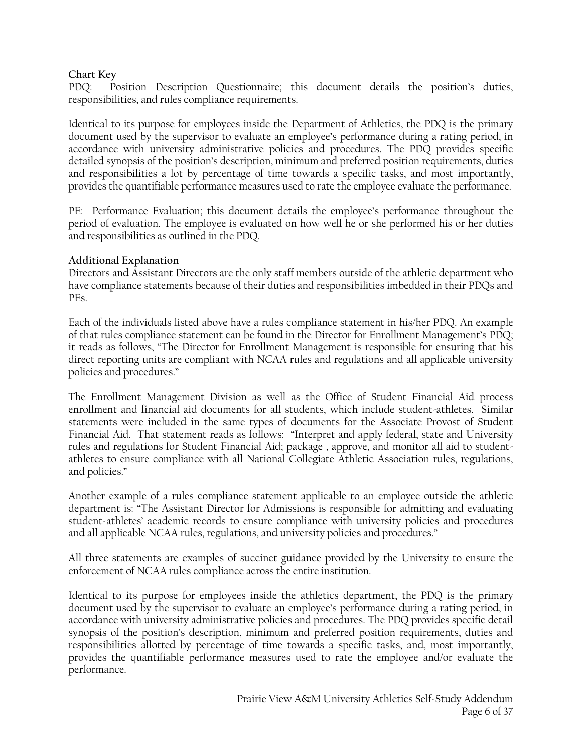**Chart Key**

PDQ: Position Description Questionnaire; this document details the position's duties, responsibilities, and rules compliance requirements.

Identical to its purpose for employees inside the Department of Athletics, the PDQ is the primary document used by the supervisor to evaluate an employee's performance during a rating period, in accordance with university administrative policies and procedures. The PDQ provides specific detailed synopsis of the position's description, minimum and preferred position requirements, duties and responsibilities a lot by percentage of time towards a specific tasks, and most importantly, provides the quantifiable performance measures used to rate the employee evaluate the performance.

PE: Performance Evaluation; this document details the employee's performance throughout the period of evaluation. The employee is evaluated on how well he or she performed his or her duties and responsibilities as outlined in the PDQ.

**Additional Explanation**

Directors and Assistant Directors are the only staff members outside of the athletic department who have compliance statements because of their duties and responsibilities imbedded in their PDQs and PEs.

Each of the individuals listed above have a rules compliance statement in his/her PDQ. An example of that rules compliance statement can be found in the Director for Enrollment Management's PDQ; it reads as follows, "The Director for Enrollment Management is responsible for ensuring that his direct reporting units are compliant with NCAA rules and regulations and all applicable university policies and procedures."

The Enrollment Management Division as well as the Office of Student Financial Aid process enrollment and financial aid documents for all students, which include student-athletes. Similar statements were included in the same types of documents for the Associate Provost of Student Financial Aid. That statement reads as follows: "Interpret and apply federal, state and University rules and regulations for Student Financial Aid; package , approve, and monitor all aid to student-athletes to ensure compliance with all National Collegiate Athletic Association rules, regulations, and policies."

Another example of a rules compliance statement applicable to an employee outside the athletic department is: "The Assistant Director for Admissions is responsible for admitting and evaluating student-athletes' academic records to ensure compliance with university policies and procedures and all applicable NCAA rules, regulations, and university policies and procedures."

All three statements are examples of succinct guidance provided by the University to ensure the enforcement of NCAA rules compliance across the entire institution.

Identical to its purpose for employees inside the athletics department, the PDQ is the primary document used by the supervisor to evaluate an employee's performance during a rating period, in accordance with university administrative policies and procedures. The PDQ provides specific detail synopsis of the position's description, minimum and preferred position requirements, duties and responsibilities allotted by percentage of time towards a specific tasks, and, most importantly, provides the quantifiable performance measures used to rate the employee and/or evaluate the performance.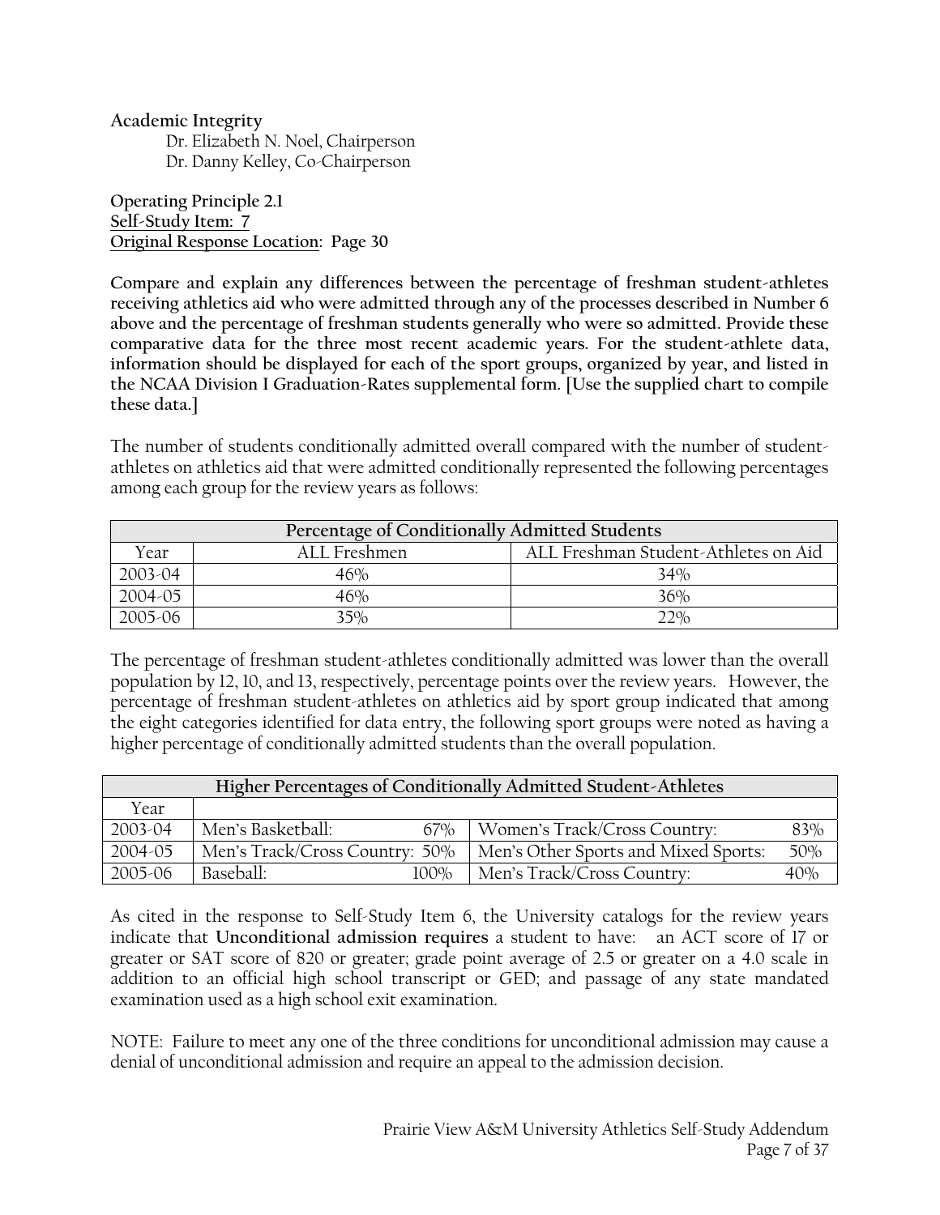**Academic Integrity**

Dr. Elizabeth N. Noel, Chairperson
Dr. Danny Kelley, Co-Chairperson

**Operating Principle 2.1**
**Self-Study Item: 7**
**Original Response Location: Page 30**

**Compare and explain any differences between the percentage of freshman student-athletes receiving athletics aid who were admitted through any of the processes described in Number 6 above and the percentage of freshman students generally who were so admitted. Provide these comparative data for the three most recent academic years. For the student-athlete data, information should be displayed for each of the sport groups, organized by year, and listed in the NCAA Division I Graduation-Rates supplemental form. [Use the supplied chart to compile these data.]**

The number of students conditionally admitted overall compared with the number of student-athletes on athletics aid that were admitted conditionally represented the following percentages among each group for the review years as follows:

| Percentage of Conditionally Admitted Students | | |
|---|---|---|
| Year | ALL Freshmen | ALL Freshman Student-Athletes on Aid |
| 2003-04 | 46% | 34% |
| 2004-05 | 46% | 36% |
| 2005-06 | 35% | 22% |

The percentage of freshman student-athletes conditionally admitted was lower than the overall population by 12, 10, and 13, respectively, percentage points over the review years. However, the percentage of freshman student-athletes on athletics aid by sport group indicated that among the eight categories identified for data entry, the following sport groups were noted as having a higher percentage of conditionally admitted students than the overall population.

| Higher Percentages of Conditionally Admitted Student-Athletes | | | | |
|---|---|---|---|---|
| Year | | | | |
| 2003-04 | Men's Basketball: | 67% | Women's Track/Cross Country: | 83% |
| 2004-05 | Men's Track/Cross Country: | 50% | Men's Other Sports and Mixed Sports: | 50% |
| 2005-06 | Baseball: | 100% | Men's Track/Cross Country: | 40% |

As cited in the response to Self-Study Item 6, the University catalogs for the review years indicate that **Unconditional admission requires** a student to have: an ACT score of 17 or greater or SAT score of 820 or greater; grade point average of 2.5 or greater on a 4.0 scale in addition to an official high school transcript or GED; and passage of any state mandated examination used as a high school exit examination.

NOTE: Failure to meet any one of the three conditions for unconditional admission may cause a denial of unconditional admission and require an appeal to the admission decision.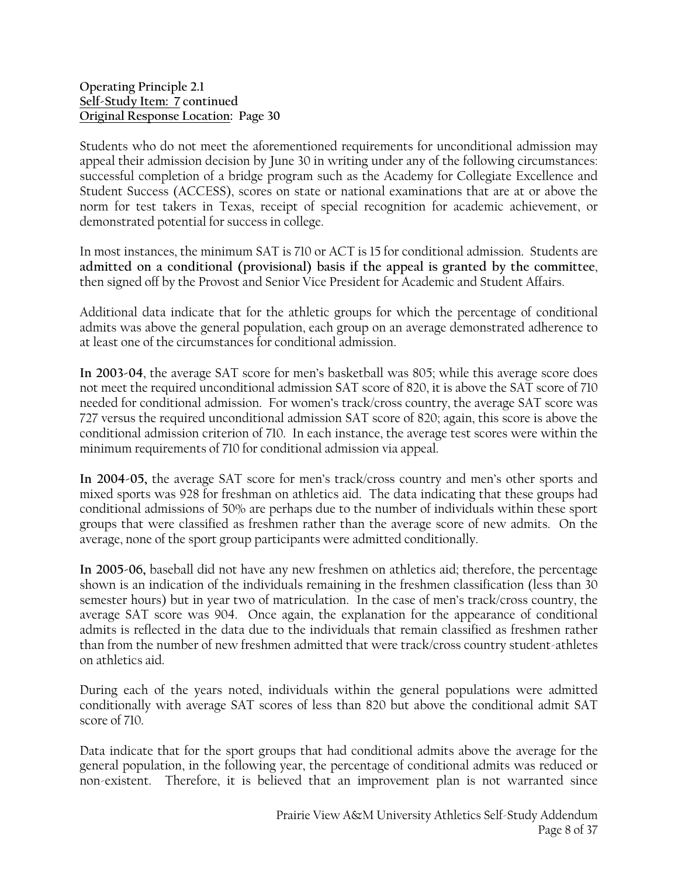**Operating Principle 2.1**
**Self-Study Item: 7 continued**
**Original Response Location: Page 30**

Students who do not meet the aforementioned requirements for unconditional admission may appeal their admission decision by June 30 in writing under any of the following circumstances: successful completion of a bridge program such as the Academy for Collegiate Excellence and Student Success (ACCESS), scores on state or national examinations that are at or above the norm for test takers in Texas, receipt of special recognition for academic achievement, or demonstrated potential for success in college.

In most instances, the minimum SAT is 710 or ACT is 15 for conditional admission. Students are **admitted on a conditional (provisional) basis if the appeal is granted by the committee**, then signed off by the Provost and Senior Vice President for Academic and Student Affairs.

Additional data indicate that for the athletic groups for which the percentage of conditional admits was above the general population, each group on an average demonstrated adherence to at least one of the circumstances for conditional admission.

**In 2003-04**, the average SAT score for men's basketball was 805; while this average score does not meet the required unconditional admission SAT score of 820, it is above the SAT score of 710 needed for conditional admission. For women's track/cross country, the average SAT score was 727 versus the required unconditional admission SAT score of 820; again, this score is above the conditional admission criterion of 710. In each instance, the average test scores were within the minimum requirements of 710 for conditional admission via appeal.

**In 2004-05,** the average SAT score for men's track/cross country and men's other sports and mixed sports was 928 for freshman on athletics aid. The data indicating that these groups had conditional admissions of 50% are perhaps due to the number of individuals within these sport groups that were classified as freshmen rather than the average score of new admits. On the average, none of the sport group participants were admitted conditionally.

**In 2005-06,** baseball did not have any new freshmen on athletics aid; therefore, the percentage shown is an indication of the individuals remaining in the freshmen classification (less than 30 semester hours) but in year two of matriculation. In the case of men's track/cross country, the average SAT score was 904. Once again, the explanation for the appearance of conditional admits is reflected in the data due to the individuals that remain classified as freshmen rather than from the number of new freshmen admitted that were track/cross country student-athletes on athletics aid.

During each of the years noted, individuals within the general populations were admitted conditionally with average SAT scores of less than 820 but above the conditional admit SAT score of 710.

Data indicate that for the sport groups that had conditional admits above the average for the general population, in the following year, the percentage of conditional admits was reduced or non-existent. Therefore, it is believed that an improvement plan is not warranted since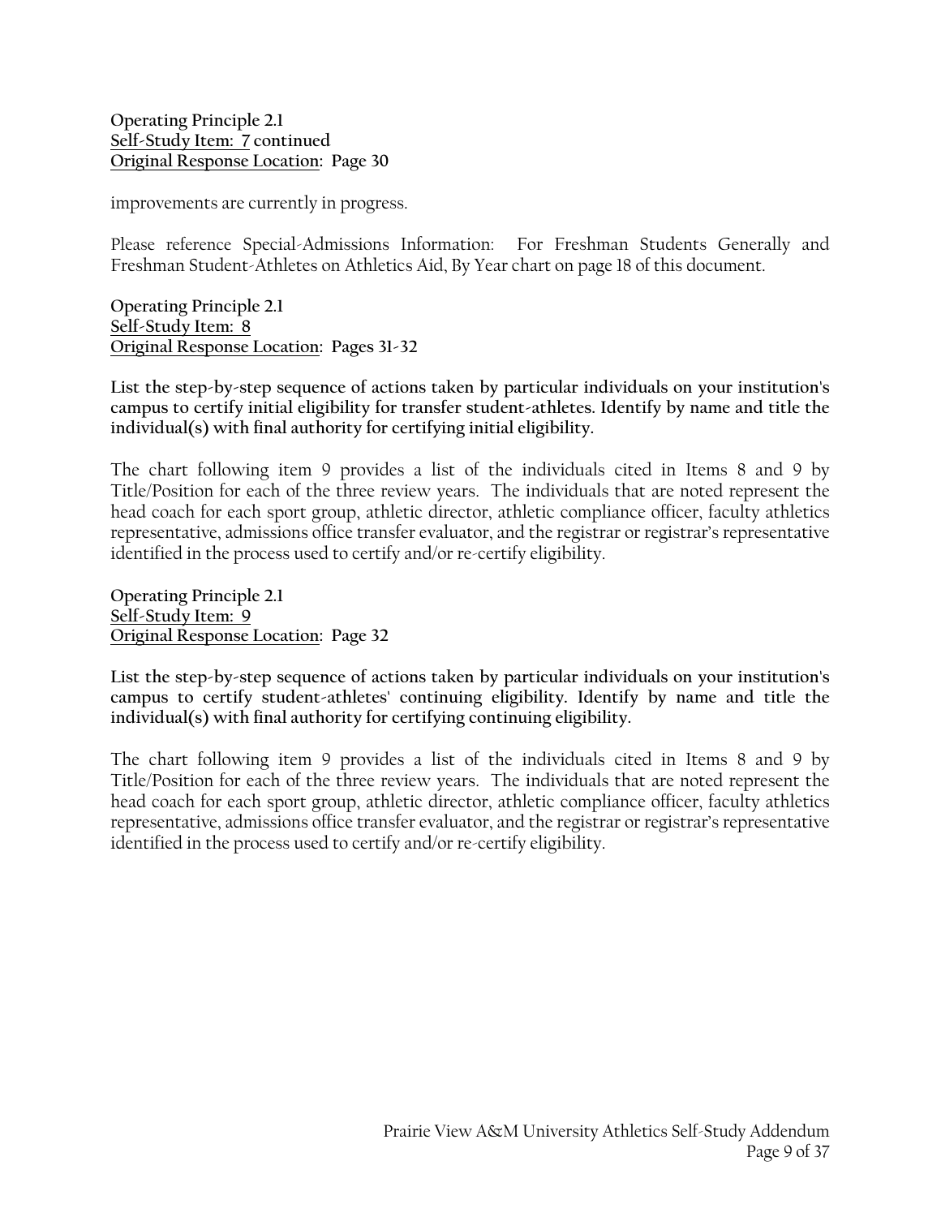**Operating Principle 2.1**
**Self-Study Item: 7 continued**
**Original Response Location: Page 30**

improvements are currently in progress.

Please reference Special-Admissions Information: For Freshman Students Generally and Freshman Student-Athletes on Athletics Aid, By Year chart on page 18 of this document.

**Operating Principle 2.1**
**Self-Study Item: 8**
**Original Response Location: Pages 31-32**

**List the step-by-step sequence of actions taken by particular individuals on your institution's campus to certify initial eligibility for transfer student-athletes. Identify by name and title the individual(s) with final authority for certifying initial eligibility.**

The chart following item 9 provides a list of the individuals cited in Items 8 and 9 by Title/Position for each of the three review years. The individuals that are noted represent the head coach for each sport group, athletic director, athletic compliance officer, faculty athletics representative, admissions office transfer evaluator, and the registrar or registrar's representative identified in the process used to certify and/or re-certify eligibility.

**Operating Principle 2.1**
**Self-Study Item: 9**
**Original Response Location: Page 32**

**List the step-by-step sequence of actions taken by particular individuals on your institution's campus to certify student-athletes' continuing eligibility. Identify by name and title the individual(s) with final authority for certifying continuing eligibility.**

The chart following item 9 provides a list of the individuals cited in Items 8 and 9 by Title/Position for each of the three review years. The individuals that are noted represent the head coach for each sport group, athletic director, athletic compliance officer, faculty athletics representative, admissions office transfer evaluator, and the registrar or registrar's representative identified in the process used to certify and/or re-certify eligibility.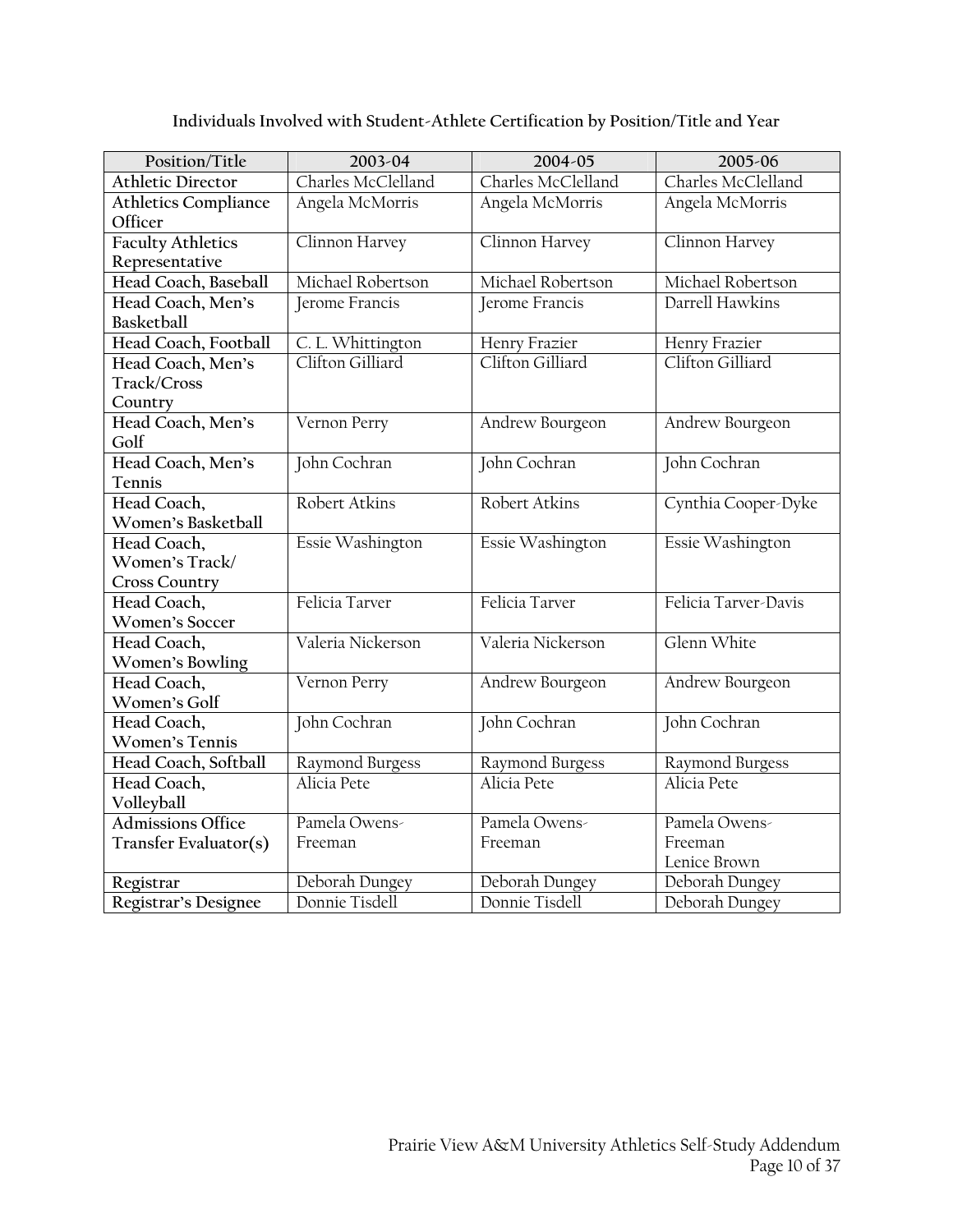**Individuals Involved with Student-Athlete Certification by Position/Title and Year**

| Position/Title | 2003-04 | 2004-05 | 2005-06 |
|---|---|---|---|
| **Athletic Director** | Charles McClelland | Charles McClelland | Charles McClelland |
| **Athletics Compliance Officer** | Angela McMorris | Angela McMorris | Angela McMorris |
| **Faculty Athletics Representative** | Clinnon Harvey | Clinnon Harvey | Clinnon Harvey |
| **Head Coach, Baseball** | Michael Robertson | Michael Robertson | Michael Robertson |
| **Head Coach, Men's Basketball** | Jerome Francis | Jerome Francis | Darrell Hawkins |
| **Head Coach, Football** | C. L. Whittington | Henry Frazier | Henry Frazier |
| **Head Coach, Men's Track/Cross Country** | Clifton Gilliard | Clifton Gilliard | Clifton Gilliard |
| **Head Coach, Men's Golf** | Vernon Perry | Andrew Bourgeon | Andrew Bourgeon |
| **Head Coach, Men's Tennis** | John Cochran | John Cochran | John Cochran |
| **Head Coach, Women's Basketball** | Robert Atkins | Robert Atkins | Cynthia Cooper-Dyke |
| **Head Coach, Women's Track/ Cross Country** | Essie Washington | Essie Washington | Essie Washington |
| **Head Coach, Women's Soccer** | Felicia Tarver | Felicia Tarver | Felicia Tarver-Davis |
| **Head Coach, Women's Bowling** | Valeria Nickerson | Valeria Nickerson | Glenn White |
| **Head Coach, Women's Golf** | Vernon Perry | Andrew Bourgeon | Andrew Bourgeon |
| **Head Coach, Women's Tennis** | John Cochran | John Cochran | John Cochran |
| **Head Coach, Softball** | Raymond Burgess | Raymond Burgess | Raymond Burgess |
| **Head Coach, Volleyball** | Alicia Pete | Alicia Pete | Alicia Pete |
| **Admissions Office Transfer Evaluator(s)** | Pamela Owens-Freeman | Pamela Owens-Freeman | Pamela Owens-Freeman<br>Lenice Brown |
| **Registrar** | Deborah Dungey | Deborah Dungey | Deborah Dungey |
| **Registrar's Designee** | Donnie Tisdell | Donnie Tisdell | Deborah Dungey |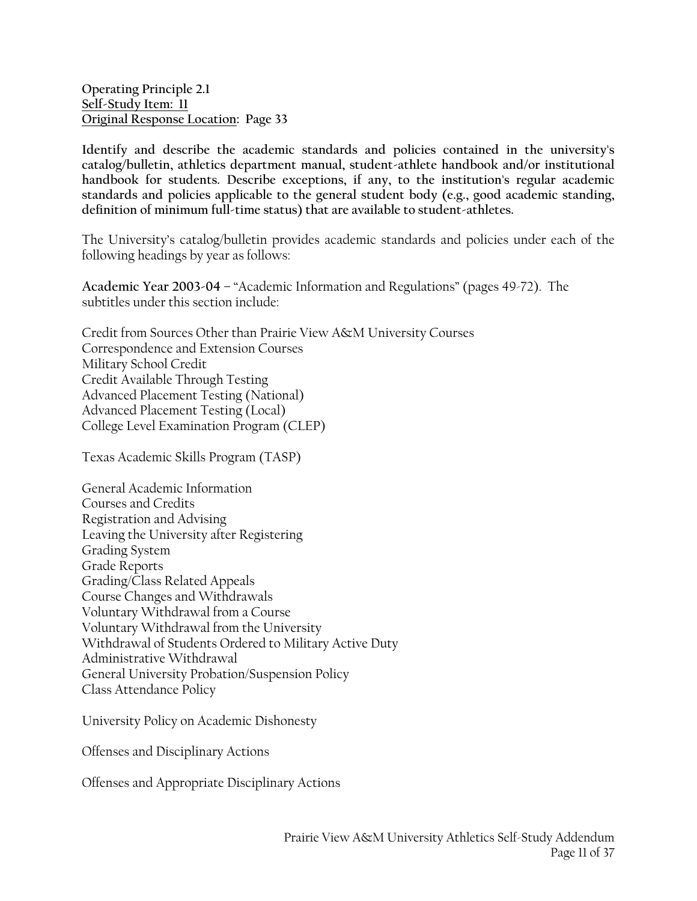**Operating Principle 2.1**
**Self-Study Item: 11**
**Original Response Location: Page 33**

**Identify and describe the academic standards and policies contained in the university's catalog/bulletin, athletics department manual, student-athlete handbook and/or institutional handbook for students. Describe exceptions, if any, to the institution's regular academic standards and policies applicable to the general student body (e.g., good academic standing, definition of minimum full-time status) that are available to student-athletes.**

The University's catalog/bulletin provides academic standards and policies under each of the following headings by year as follows:

**Academic Year 2003-04** – "Academic Information and Regulations" (pages 49-72). The subtitles under this section include:

Credit from Sources Other than Prairie View A&M University Courses
Correspondence and Extension Courses
Military School Credit
Credit Available Through Testing
Advanced Placement Testing (National)
Advanced Placement Testing (Local)
College Level Examination Program (CLEP)

Texas Academic Skills Program (TASP)

General Academic Information
Courses and Credits
Registration and Advising
Leaving the University after Registering
Grading System
Grade Reports
Grading/Class Related Appeals
Course Changes and Withdrawals
Voluntary Withdrawal from a Course
Voluntary Withdrawal from the University
Withdrawal of Students Ordered to Military Active Duty
Administrative Withdrawal
General University Probation/Suspension Policy
Class Attendance Policy

University Policy on Academic Dishonesty

Offenses and Disciplinary Actions

Offenses and Appropriate Disciplinary Actions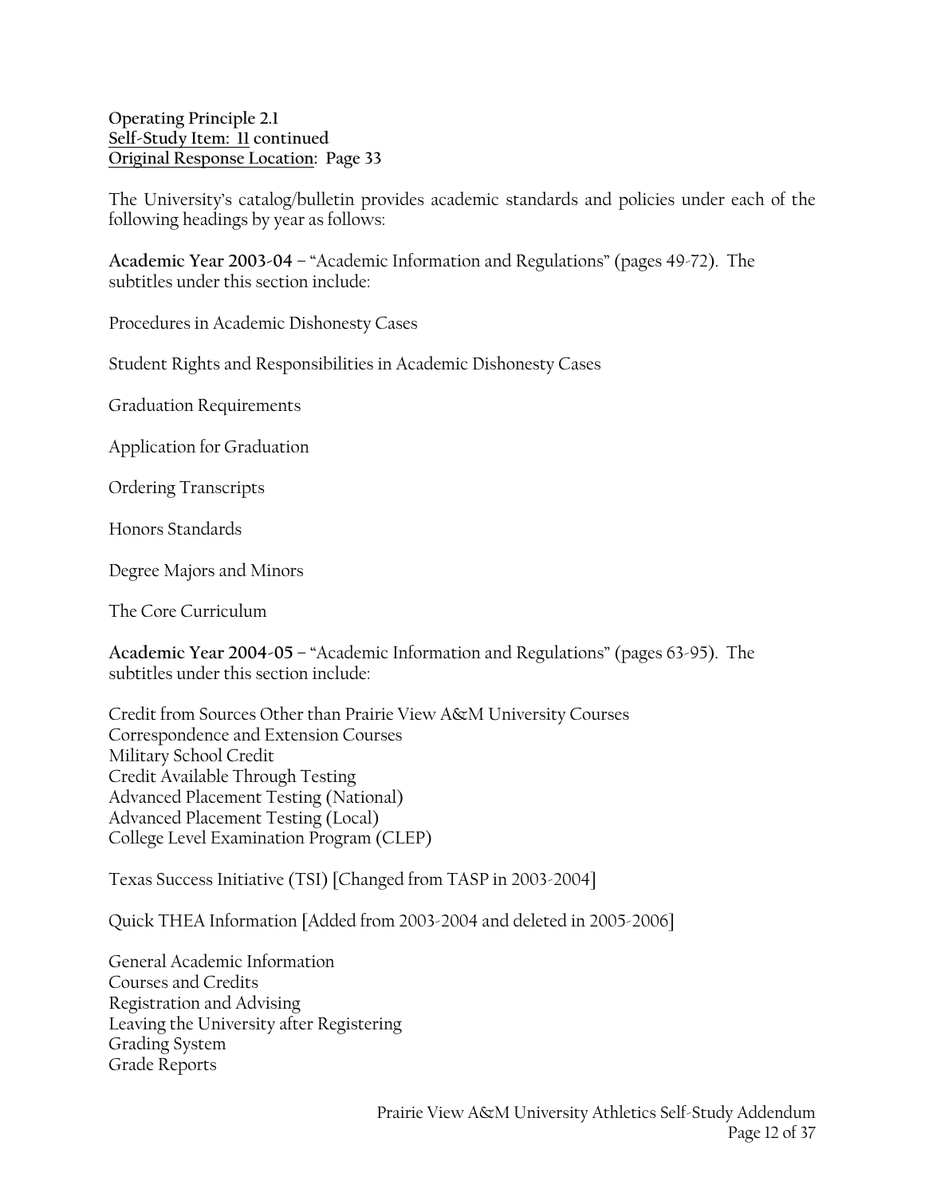**Operating Principle 2.1**
**Self-Study Item: 11 continued**
**Original Response Location: Page 33**

The University's catalog/bulletin provides academic standards and policies under each of the following headings by year as follows:

**Academic Year 2003-04** – "Academic Information and Regulations" (pages 49-72). The subtitles under this section include:

Procedures in Academic Dishonesty Cases

Student Rights and Responsibilities in Academic Dishonesty Cases

Graduation Requirements

Application for Graduation

Ordering Transcripts

Honors Standards

Degree Majors and Minors

The Core Curriculum

**Academic Year 2004-05** – "Academic Information and Regulations" (pages 63-95). The subtitles under this section include:

Credit from Sources Other than Prairie View A&M University Courses
Correspondence and Extension Courses
Military School Credit
Credit Available Through Testing
Advanced Placement Testing (National)
Advanced Placement Testing (Local)
College Level Examination Program (CLEP)

Texas Success Initiative (TSI) [Changed from TASP in 2003-2004]

Quick THEA Information [Added from 2003-2004 and deleted in 2005-2006]

General Academic Information
Courses and Credits
Registration and Advising
Leaving the University after Registering
Grading System
Grade Reports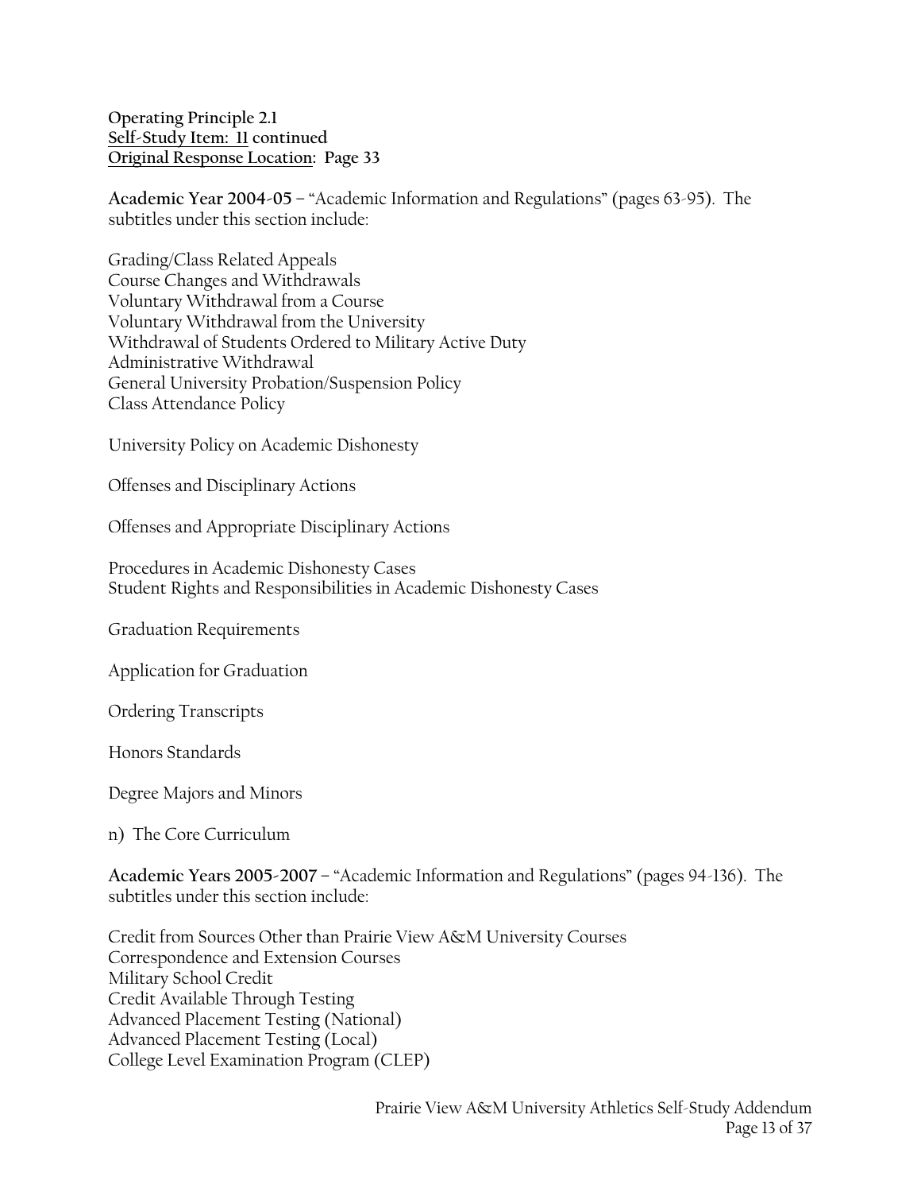**Operating Principle 2.1**
**<u>Self-Study Item: 11</u> continued**
**<u>Original Response Location</u>: Page 33**

**Academic Year 2004-05** – "Academic Information and Regulations" (pages 63-95). The subtitles under this section include:

Grading/Class Related Appeals
Course Changes and Withdrawals
Voluntary Withdrawal from a Course
Voluntary Withdrawal from the University
Withdrawal of Students Ordered to Military Active Duty
Administrative Withdrawal
General University Probation/Suspension Policy
Class Attendance Policy

University Policy on Academic Dishonesty

Offenses and Disciplinary Actions

Offenses and Appropriate Disciplinary Actions

Procedures in Academic Dishonesty Cases
Student Rights and Responsibilities in Academic Dishonesty Cases

Graduation Requirements

Application for Graduation

Ordering Transcripts

Honors Standards

Degree Majors and Minors

n) The Core Curriculum

**Academic Years 2005-2007** – "Academic Information and Regulations" (pages 94-136). The subtitles under this section include:

Credit from Sources Other than Prairie View A&M University Courses
Correspondence and Extension Courses
Military School Credit
Credit Available Through Testing
Advanced Placement Testing (National)
Advanced Placement Testing (Local)
College Level Examination Program (CLEP)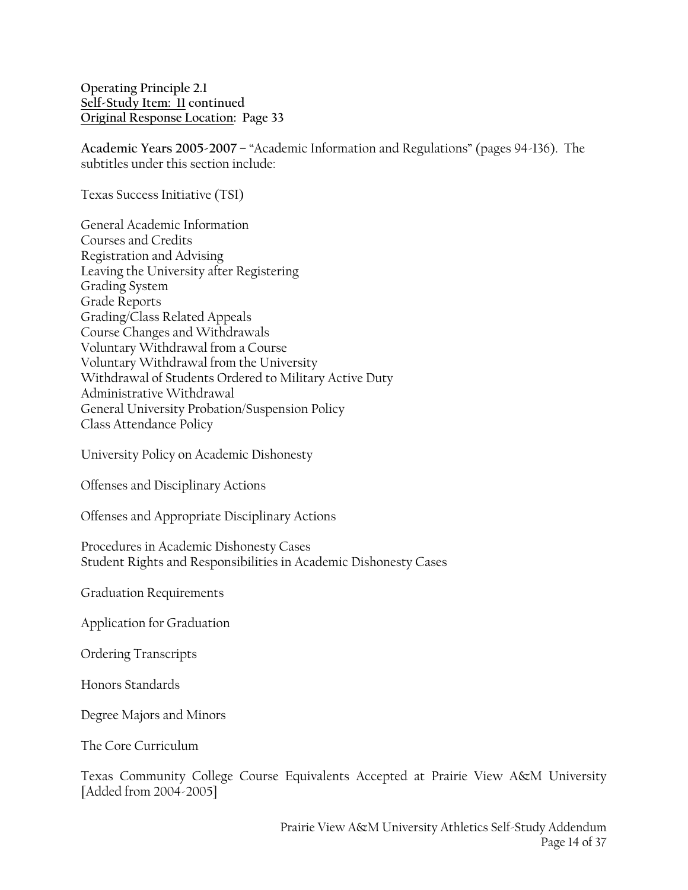**Operating Principle 2.1**
**<u>Self-Study Item: 11</u> continued**
**<u>Original Response Location</u>: Page 33**

**Academic Years 2005-2007** – "Academic Information and Regulations" (pages 94-136). The subtitles under this section include:

Texas Success Initiative (TSI)

General Academic Information
Courses and Credits
Registration and Advising
Leaving the University after Registering
Grading System
Grade Reports
Grading/Class Related Appeals
Course Changes and Withdrawals
Voluntary Withdrawal from a Course
Voluntary Withdrawal from the University
Withdrawal of Students Ordered to Military Active Duty
Administrative Withdrawal
General University Probation/Suspension Policy
Class Attendance Policy

University Policy on Academic Dishonesty

Offenses and Disciplinary Actions

Offenses and Appropriate Disciplinary Actions

Procedures in Academic Dishonesty Cases
Student Rights and Responsibilities in Academic Dishonesty Cases

Graduation Requirements

Application for Graduation

Ordering Transcripts

Honors Standards

Degree Majors and Minors

The Core Curriculum

Texas Community College Course Equivalents Accepted at Prairie View A&M University [Added from 2004-2005]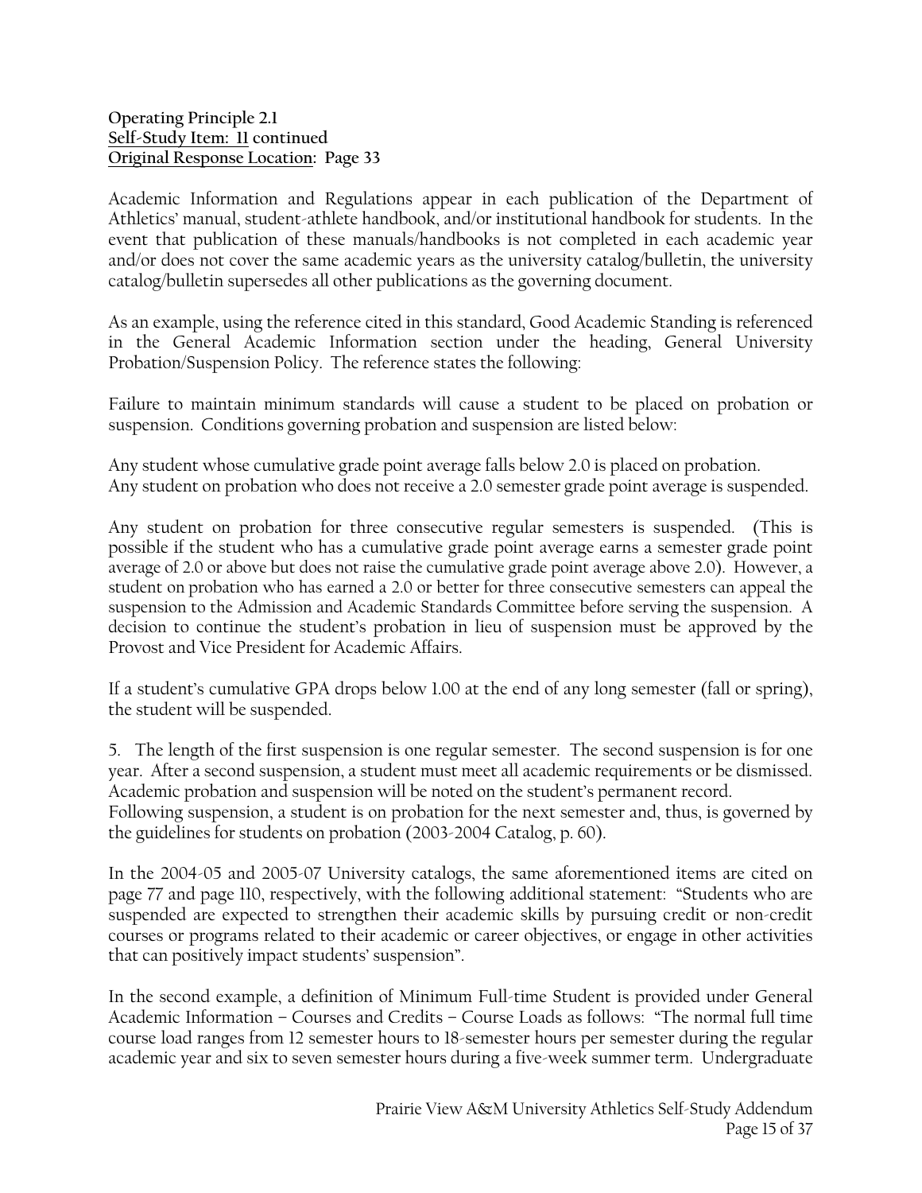**Operating Principle 2.1**
**Self-Study Item: 11 continued**
**Original Response Location: Page 33**

Academic Information and Regulations appear in each publication of the Department of Athletics' manual, student-athlete handbook, and/or institutional handbook for students. In the event that publication of these manuals/handbooks is not completed in each academic year and/or does not cover the same academic years as the university catalog/bulletin, the university catalog/bulletin supersedes all other publications as the governing document.

As an example, using the reference cited in this standard, Good Academic Standing is referenced in the General Academic Information section under the heading, General University Probation/Suspension Policy. The reference states the following:

Failure to maintain minimum standards will cause a student to be placed on probation or suspension. Conditions governing probation and suspension are listed below:

Any student whose cumulative grade point average falls below 2.0 is placed on probation.
Any student on probation who does not receive a 2.0 semester grade point average is suspended.

Any student on probation for three consecutive regular semesters is suspended. (This is possible if the student who has a cumulative grade point average earns a semester grade point average of 2.0 or above but does not raise the cumulative grade point average above 2.0). However, a student on probation who has earned a 2.0 or better for three consecutive semesters can appeal the suspension to the Admission and Academic Standards Committee before serving the suspension. A decision to continue the student's probation in lieu of suspension must be approved by the Provost and Vice President for Academic Affairs.

If a student's cumulative GPA drops below 1.00 at the end of any long semester (fall or spring), the student will be suspended.

5. The length of the first suspension is one regular semester. The second suspension is for one year. After a second suspension, a student must meet all academic requirements or be dismissed. Academic probation and suspension will be noted on the student's permanent record.
Following suspension, a student is on probation for the next semester and, thus, is governed by the guidelines for students on probation (2003-2004 Catalog, p. 60).

In the 2004-05 and 2005-07 University catalogs, the same aforementioned items are cited on page 77 and page 110, respectively, with the following additional statement: "Students who are suspended are expected to strengthen their academic skills by pursuing credit or non-credit courses or programs related to their academic or career objectives, or engage in other activities that can positively impact students' suspension".

In the second example, a definition of Minimum Full-time Student is provided under General Academic Information – Courses and Credits – Course Loads as follows: "The normal full time course load ranges from 12 semester hours to 18-semester hours per semester during the regular academic year and six to seven semester hours during a five-week summer term. Undergraduate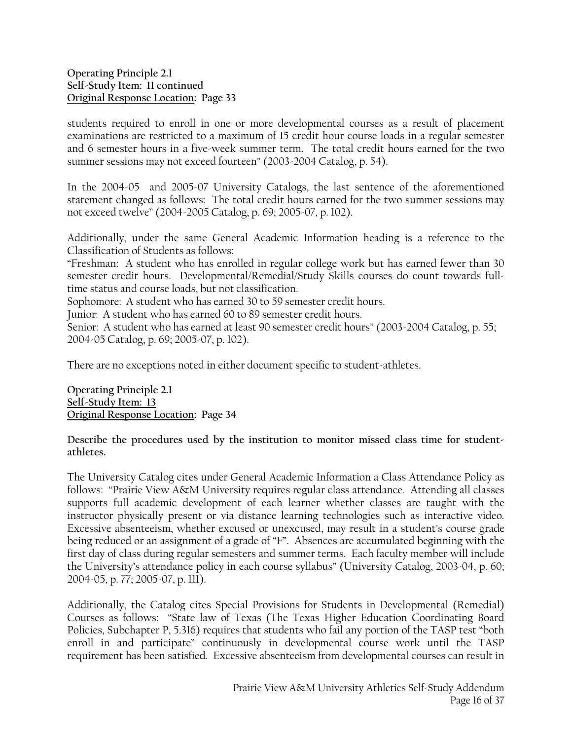**Operating Principle 2.1**
**Self-Study Item: 11 continued**
**Original Response Location: Page 33**

students required to enroll in one or more developmental courses as a result of placement examinations are restricted to a maximum of 15 credit hour course loads in a regular semester and 6 semester hours in a five-week summer term. The total credit hours earned for the two summer sessions may not exceed fourteen" (2003-2004 Catalog, p. 54).

In the 2004-05 and 2005-07 University Catalogs, the last sentence of the aforementioned statement changed as follows: The total credit hours earned for the two summer sessions may not exceed twelve" (2004-2005 Catalog, p. 69; 2005-07, p. 102).

Additionally, under the same General Academic Information heading is a reference to the Classification of Students as follows:
"Freshman: A student who has enrolled in regular college work but has earned fewer than 30 semester credit hours. Developmental/Remedial/Study Skills courses do count towards full-time status and course loads, but not classification.
Sophomore: A student who has earned 30 to 59 semester credit hours.
Junior: A student who has earned 60 to 89 semester credit hours.
Senior: A student who has earned at least 90 semester credit hours" (2003-2004 Catalog, p. 55; 2004-05 Catalog, p. 69; 2005-07, p. 102).

There are no exceptions noted in either document specific to student-athletes.

**Operating Principle 2.1**
**Self-Study Item: 13**
**Original Response Location: Page 34**

**Describe the procedures used by the institution to monitor missed class time for student-athletes.**

The University Catalog cites under General Academic Information a Class Attendance Policy as follows: "Prairie View A&M University requires regular class attendance. Attending all classes supports full academic development of each learner whether classes are taught with the instructor physically present or via distance learning technologies such as interactive video. Excessive absenteeism, whether excused or unexcused, may result in a student's course grade being reduced or an assignment of a grade of "F". Absences are accumulated beginning with the first day of class during regular semesters and summer terms. Each faculty member will include the University's attendance policy in each course syllabus" (University Catalog, 2003-04, p. 60; 2004-05, p. 77; 2005-07, p. 111).

Additionally, the Catalog cites Special Provisions for Students in Developmental (Remedial) Courses as follows: "State law of Texas (The Texas Higher Education Coordinating Board Policies, Subchapter P, 5.316) requires that students who fail any portion of the TASP test "both enroll in and participate" continuously in developmental course work until the TASP requirement has been satisfied. Excessive absenteeism from developmental courses can result in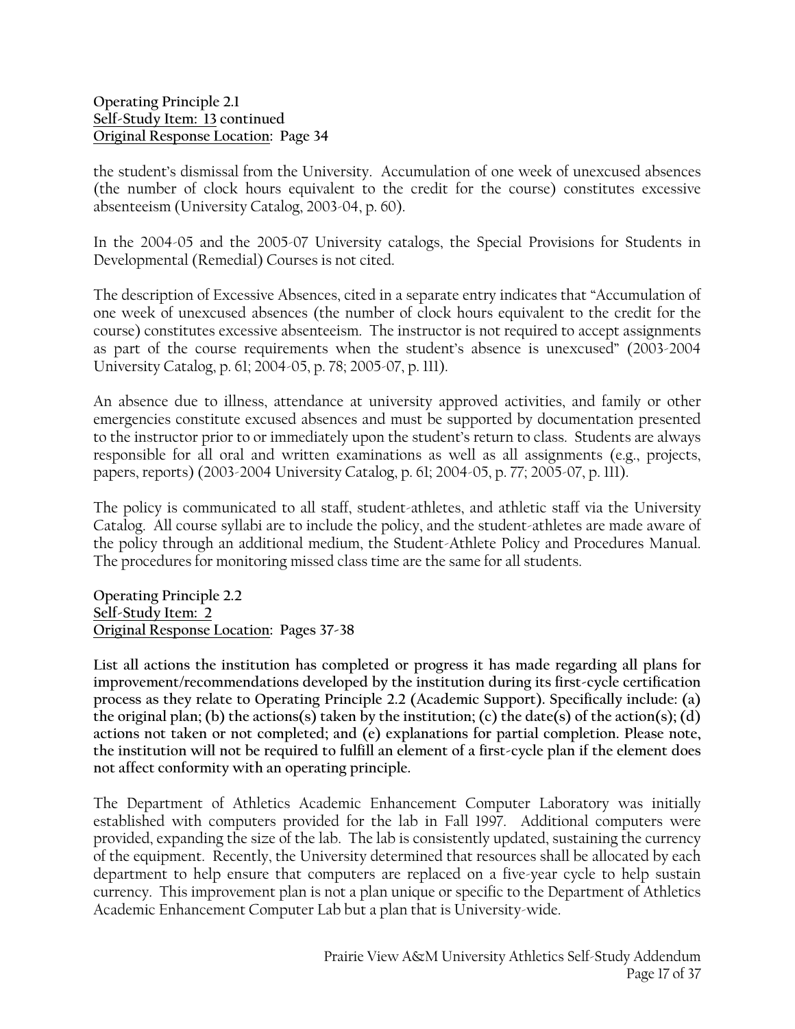**Operating Principle 2.1**
**Self-Study Item: 13 continued**
**Original Response Location: Page 34**

the student's dismissal from the University. Accumulation of one week of unexcused absences (the number of clock hours equivalent to the credit for the course) constitutes excessive absenteeism (University Catalog, 2003-04, p. 60).

In the 2004-05 and the 2005-07 University catalogs, the Special Provisions for Students in Developmental (Remedial) Courses is not cited.

The description of Excessive Absences, cited in a separate entry indicates that "Accumulation of one week of unexcused absences (the number of clock hours equivalent to the credit for the course) constitutes excessive absenteeism. The instructor is not required to accept assignments as part of the course requirements when the student's absence is unexcused" (2003-2004 University Catalog, p. 61; 2004-05, p. 78; 2005-07, p. 111).

An absence due to illness, attendance at university approved activities, and family or other emergencies constitute excused absences and must be supported by documentation presented to the instructor prior to or immediately upon the student's return to class. Students are always responsible for all oral and written examinations as well as all assignments (e.g., projects, papers, reports) (2003-2004 University Catalog, p. 61; 2004-05, p. 77; 2005-07, p. 111).

The policy is communicated to all staff, student-athletes, and athletic staff via the University Catalog. All course syllabi are to include the policy, and the student-athletes are made aware of the policy through an additional medium, the Student-Athlete Policy and Procedures Manual. The procedures for monitoring missed class time are the same for all students.

**Operating Principle 2.2**
**Self-Study Item: 2**
**Original Response Location: Pages 37-38**

**List all actions the institution has completed or progress it has made regarding all plans for improvement/recommendations developed by the institution during its first-cycle certification process as they relate to Operating Principle 2.2 (Academic Support). Specifically include: (a) the original plan; (b) the actions(s) taken by the institution; (c) the date(s) of the action(s); (d) actions not taken or not completed; and (e) explanations for partial completion. Please note, the institution will not be required to fulfill an element of a first-cycle plan if the element does not affect conformity with an operating principle.**

The Department of Athletics Academic Enhancement Computer Laboratory was initially established with computers provided for the lab in Fall 1997. Additional computers were provided, expanding the size of the lab. The lab is consistently updated, sustaining the currency of the equipment. Recently, the University determined that resources shall be allocated by each department to help ensure that computers are replaced on a five-year cycle to help sustain currency. This improvement plan is not a plan unique or specific to the Department of Athletics Academic Enhancement Computer Lab but a plan that is University-wide.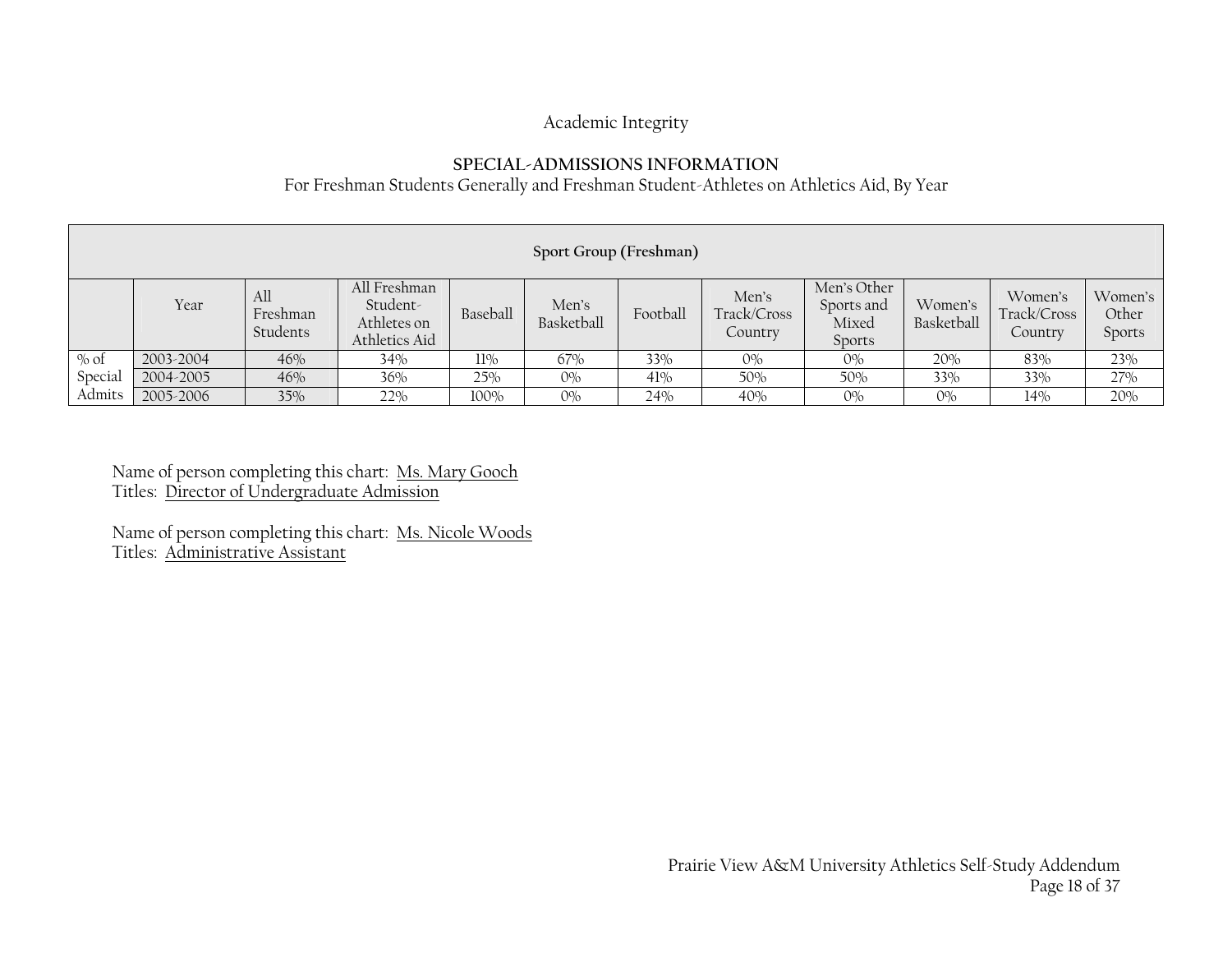Academic Integrity

## SPECIAL-ADMISSIONS INFORMATION

For Freshman Students Generally and Freshman Student-Athletes on Athletics Aid, By Year

| Sport Group (Freshman) | | | | | | | | | | | | |
|---|---|---|---|---|---|---|---|---|---|---|---|---|
| | Year | All Freshman Students | All Freshman Student-Athletes on Athletics Aid | Baseball | Men's Basketball | Football | Men's Track/Cross Country | Men's Other Sports and Mixed Sports | Women's Basketball | Women's Track/Cross Country | Women's Other Sports |
| % of Special Admits | 2003-2004 | 46% | 34% | 11% | 67% | 33% | 0% | 0% | 20% | 83% | 23% |
| | 2004-2005 | 46% | 36% | 25% | 0% | 41% | 50% | 50% | 33% | 33% | 27% |
| | 2005-2006 | 35% | 22% | 100% | 0% | 24% | 40% | 0% | 0% | 14% | 20% |

Name of person completing this chart: Ms. Mary Gooch
Titles: Director of Undergraduate Admission

Name of person completing this chart: Ms. Nicole Woods
Titles: Administrative Assistant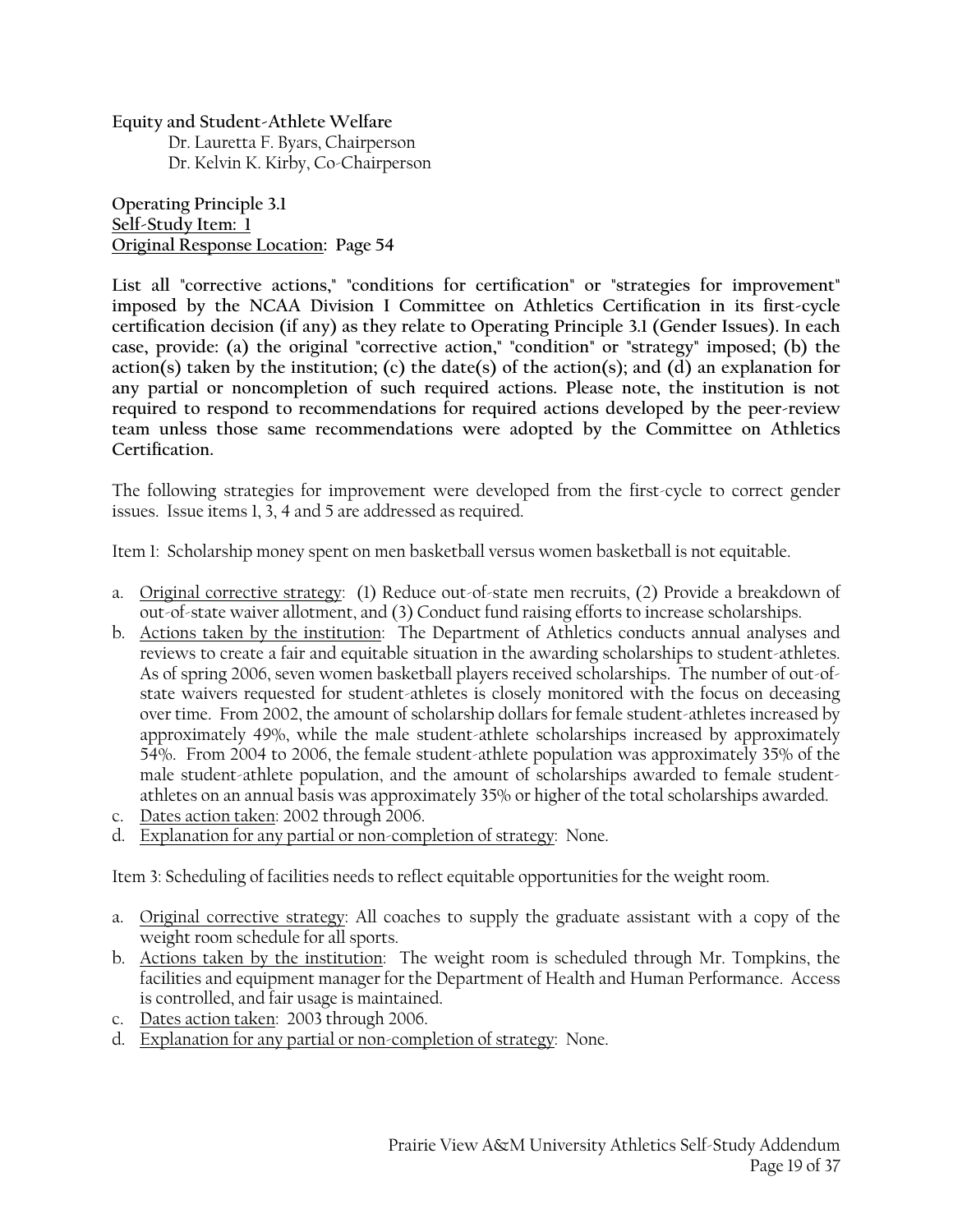**Equity and Student-Athlete Welfare**

Dr. Lauretta F. Byars, Chairperson

Dr. Kelvin K. Kirby, Co-Chairperson

**Operating Principle 3.1**
**Self-Study Item: 1**
**Original Response Location: Page 54**

**List all "corrective actions," "conditions for certification" or "strategies for improvement" imposed by the NCAA Division I Committee on Athletics Certification in its first-cycle certification decision (if any) as they relate to Operating Principle 3.1 (Gender Issues). In each case, provide: (a) the original "corrective action," "condition" or "strategy" imposed; (b) the action(s) taken by the institution; (c) the date(s) of the action(s); and (d) an explanation for any partial or noncompletion of such required actions. Please note, the institution is not required to respond to recommendations for required actions developed by the peer-review team unless those same recommendations were adopted by the Committee on Athletics Certification.**

The following strategies for improvement were developed from the first-cycle to correct gender issues. Issue items 1, 3, 4 and 5 are addressed as required.

Item 1: Scholarship money spent on men basketball versus women basketball is not equitable.

a. Original corrective strategy: (1) Reduce out-of-state men recruits, (2) Provide a breakdown of out-of-state waiver allotment, and (3) Conduct fund raising efforts to increase scholarships.
b. Actions taken by the institution: The Department of Athletics conducts annual analyses and reviews to create a fair and equitable situation in the awarding scholarships to student-athletes. As of spring 2006, seven women basketball players received scholarships. The number of out-of-state waivers requested for student-athletes is closely monitored with the focus on deceasing over time. From 2002, the amount of scholarship dollars for female student-athletes increased by approximately 49%, while the male student-athlete scholarships increased by approximately 54%. From 2004 to 2006, the female student-athlete population was approximately 35% of the male student-athlete population, and the amount of scholarships awarded to female student-athletes on an annual basis was approximately 35% or higher of the total scholarships awarded.
c. Dates action taken: 2002 through 2006.
d. Explanation for any partial or non-completion of strategy: None.

Item 3: Scheduling of facilities needs to reflect equitable opportunities for the weight room.

a. Original corrective strategy: All coaches to supply the graduate assistant with a copy of the weight room schedule for all sports.
b. Actions taken by the institution: The weight room is scheduled through Mr. Tompkins, the facilities and equipment manager for the Department of Health and Human Performance. Access is controlled, and fair usage is maintained.
c. Dates action taken: 2003 through 2006.
d. Explanation for any partial or non-completion of strategy: None.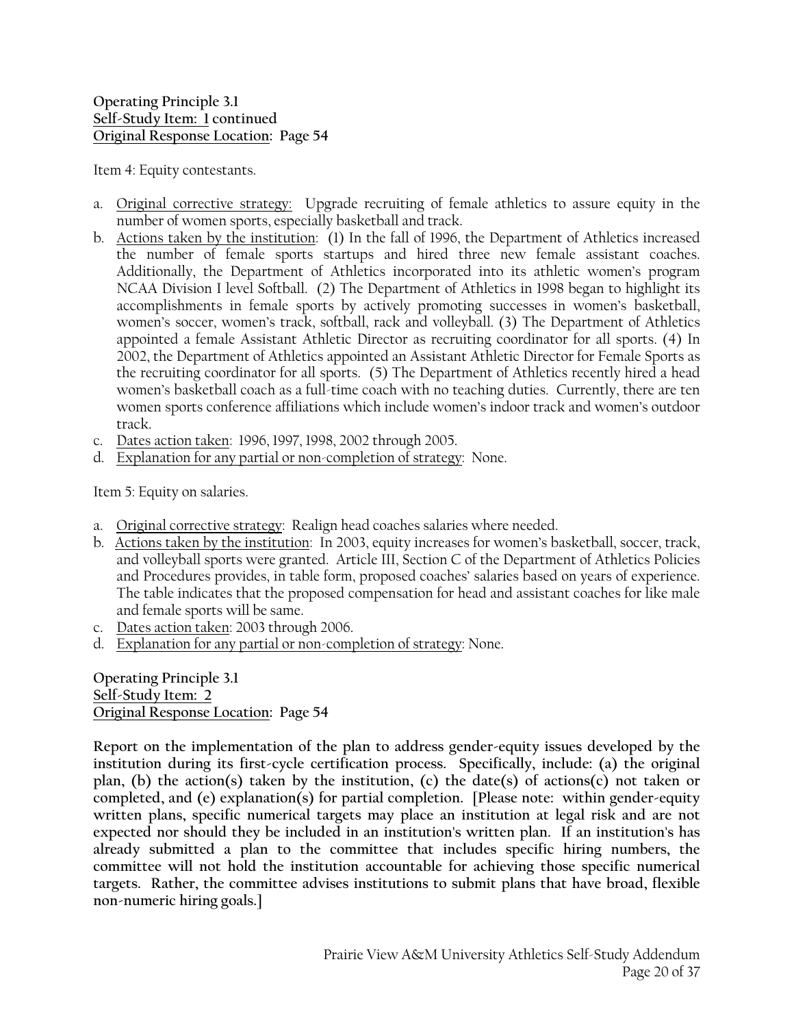**Operating Principle 3.1**
**<u>Self-Study Item:</u> 1 continued**
**<u>Original Response Location</u>: Page 54**

Item 4: Equity contestants.

a. <u>Original corrective strategy:</u> Upgrade recruiting of female athletics to assure equity in the number of women sports, especially basketball and track.
b. <u>Actions taken by the institution</u>: (1) In the fall of 1996, the Department of Athletics increased the number of female sports startups and hired three new female assistant coaches. Additionally, the Department of Athletics incorporated into its athletic women's program NCAA Division I level Softball. (2) The Department of Athletics in 1998 began to highlight its accomplishments in female sports by actively promoting successes in women's basketball, women's soccer, women's track, softball, rack and volleyball. (3) The Department of Athletics appointed a female Assistant Athletic Director as recruiting coordinator for all sports. (4) In 2002, the Department of Athletics appointed an Assistant Athletic Director for Female Sports as the recruiting coordinator for all sports. (5) The Department of Athletics recently hired a head women's basketball coach as a full-time coach with no teaching duties. Currently, there are ten women sports conference affiliations which include women's indoor track and women's outdoor track.
c. <u>Dates action taken</u>: 1996, 1997, 1998, 2002 through 2005.
d. <u>Explanation for any partial or non-completion of strategy</u>: None.

Item 5: Equity on salaries.

a. <u>Original corrective strategy</u>: Realign head coaches salaries where needed.
b. <u>Actions taken by the institution</u>: In 2003, equity increases for women's basketball, soccer, track, and volleyball sports were granted. Article III, Section C of the Department of Athletics Policies and Procedures provides, in table form, proposed coaches' salaries based on years of experience. The table indicates that the proposed compensation for head and assistant coaches for like male and female sports will be same.
c. <u>Dates action taken</u>: 2003 through 2006.
d. <u>Explanation for any partial or non-completion of strategy</u>: None.

**Operating Principle 3.1**
**<u>Self-Study Item: 2</u>**
**<u>Original Response Location</u>: Page 54**

**Report on the implementation of the plan to address gender-equity issues developed by the institution during its first-cycle certification process. Specifically, include: (a) the original plan, (b) the action(s) taken by the institution, (c) the date(s) of actions(c) not taken or completed, and (e) explanation(s) for partial completion. [Please note: within gender-equity written plans, specific numerical targets may place an institution at legal risk and are not expected nor should they be included in an institution's written plan. If an institution's has already submitted a plan to the committee that includes specific hiring numbers, the committee will not hold the institution accountable for achieving those specific numerical targets. Rather, the committee advises institutions to submit plans that have broad, flexible non-numeric hiring goals.]**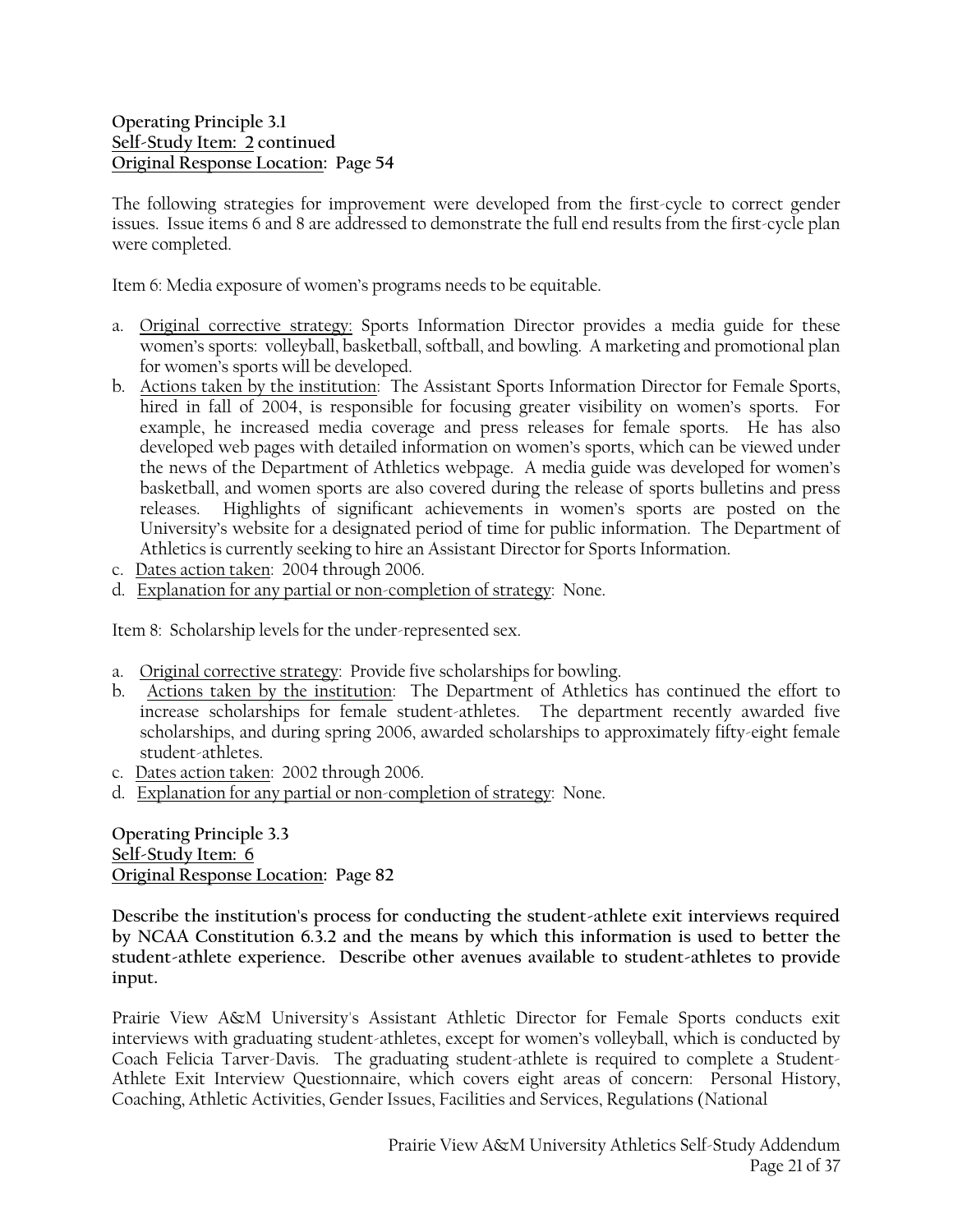**Operating Principle 3.1**
**<u>Self-Study Item: 2</u> continued**
**<u>Original Response Location</u>: Page 54**

The following strategies for improvement were developed from the first-cycle to correct gender issues. Issue items 6 and 8 are addressed to demonstrate the full end results from the first-cycle plan were completed.

Item 6: Media exposure of women's programs needs to be equitable.

a. <u>Original corrective strategy:</u> Sports Information Director provides a media guide for these women's sports: volleyball, basketball, softball, and bowling. A marketing and promotional plan for women's sports will be developed.
b. <u>Actions taken by the institution</u>: The Assistant Sports Information Director for Female Sports, hired in fall of 2004, is responsible for focusing greater visibility on women's sports. For example, he increased media coverage and press releases for female sports. He has also developed web pages with detailed information on women's sports, which can be viewed under the news of the Department of Athletics webpage. A media guide was developed for women's basketball, and women sports are also covered during the release of sports bulletins and press releases. Highlights of significant achievements in women's sports are posted on the University's website for a designated period of time for public information. The Department of Athletics is currently seeking to hire an Assistant Director for Sports Information.
c. <u>Dates action taken</u>: 2004 through 2006.
d. <u>Explanation for any partial or non-completion of strategy</u>: None.

Item 8: Scholarship levels for the under-represented sex.

a. <u>Original corrective strategy</u>: Provide five scholarships for bowling.
b. <u>Actions taken by the institution</u>: The Department of Athletics has continued the effort to increase scholarships for female student-athletes. The department recently awarded five scholarships, and during spring 2006, awarded scholarships to approximately fifty-eight female student-athletes.
c. <u>Dates action taken</u>: 2002 through 2006.
d. <u>Explanation for any partial or non-completion of strategy</u>: None.

**Operating Principle 3.3**
**<u>Self-Study Item: 6</u>**
**<u>Original Response Location</u>: Page 82**

**Describe the institution's process for conducting the student-athlete exit interviews required by NCAA Constitution 6.3.2 and the means by which this information is used to better the student-athlete experience. Describe other avenues available to student-athletes to provide input.**

Prairie View A&M University's Assistant Athletic Director for Female Sports conducts exit interviews with graduating student-athletes, except for women's volleyball, which is conducted by Coach Felicia Tarver-Davis. The graduating student-athlete is required to complete a Student-Athlete Exit Interview Questionnaire, which covers eight areas of concern: Personal History, Coaching, Athletic Activities, Gender Issues, Facilities and Services, Regulations (National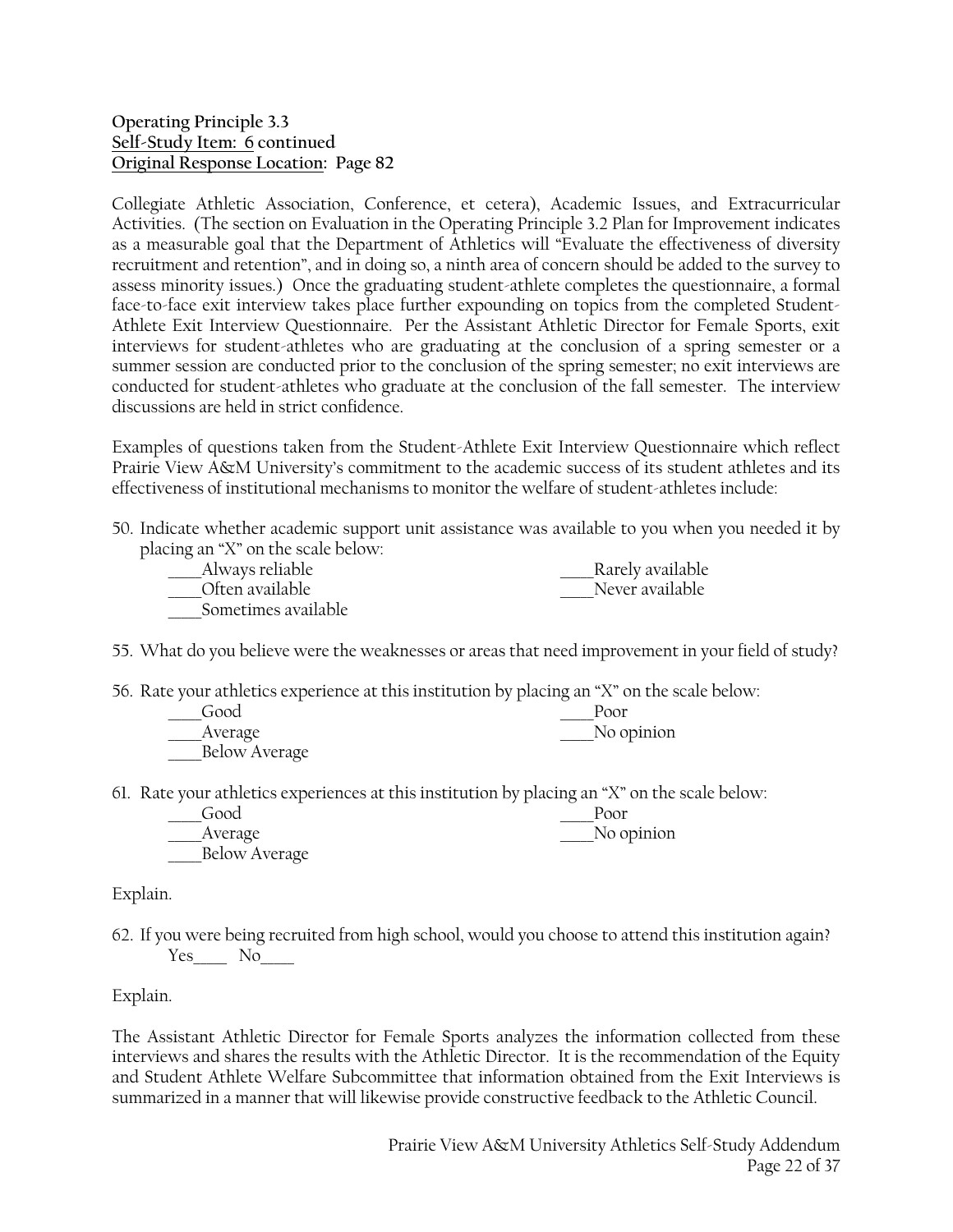**Operating Principle 3.3**
**Self-Study Item: 6 continued**
**Original Response Location: Page 82**

Collegiate Athletic Association, Conference, et cetera), Academic Issues, and Extracurricular Activities. (The section on Evaluation in the Operating Principle 3.2 Plan for Improvement indicates as a measurable goal that the Department of Athletics will "Evaluate the effectiveness of diversity recruitment and retention", and in doing so, a ninth area of concern should be added to the survey to assess minority issues.) Once the graduating student-athlete completes the questionnaire, a formal face-to-face exit interview takes place further expounding on topics from the completed Student-Athlete Exit Interview Questionnaire. Per the Assistant Athletic Director for Female Sports, exit interviews for student-athletes who are graduating at the conclusion of a spring semester or a summer session are conducted prior to the conclusion of the spring semester; no exit interviews are conducted for student-athletes who graduate at the conclusion of the fall semester. The interview discussions are held in strict confidence.

Examples of questions taken from the Student-Athlete Exit Interview Questionnaire which reflect Prairie View A&M University's commitment to the academic success of its student athletes and its effectiveness of institutional mechanisms to monitor the welfare of student-athletes include:

50. Indicate whether academic support unit assistance was available to you when you needed it by placing an "X" on the scale below:
    - ____Always reliable
    - ____Often available
    - ____Sometimes available
    - ____Rarely available
    - ____Never available

55. What do you believe were the weaknesses or areas that need improvement in your field of study?

56. Rate your athletics experience at this institution by placing an "X" on the scale below:
    - ____Good
    - ____Average
    - ____Below Average
    - ____Poor
    - ____No opinion

61. Rate your athletics experiences at this institution by placing an "X" on the scale below:
    - ____Good
    - ____Average
    - ____Below Average
    - ____Poor
    - ____No opinion

Explain.

62. If you were being recruited from high school, would you choose to attend this institution again?
    Yes____ No____

Explain.

The Assistant Athletic Director for Female Sports analyzes the information collected from these interviews and shares the results with the Athletic Director. It is the recommendation of the Equity and Student Athlete Welfare Subcommittee that information obtained from the Exit Interviews is summarized in a manner that will likewise provide constructive feedback to the Athletic Council.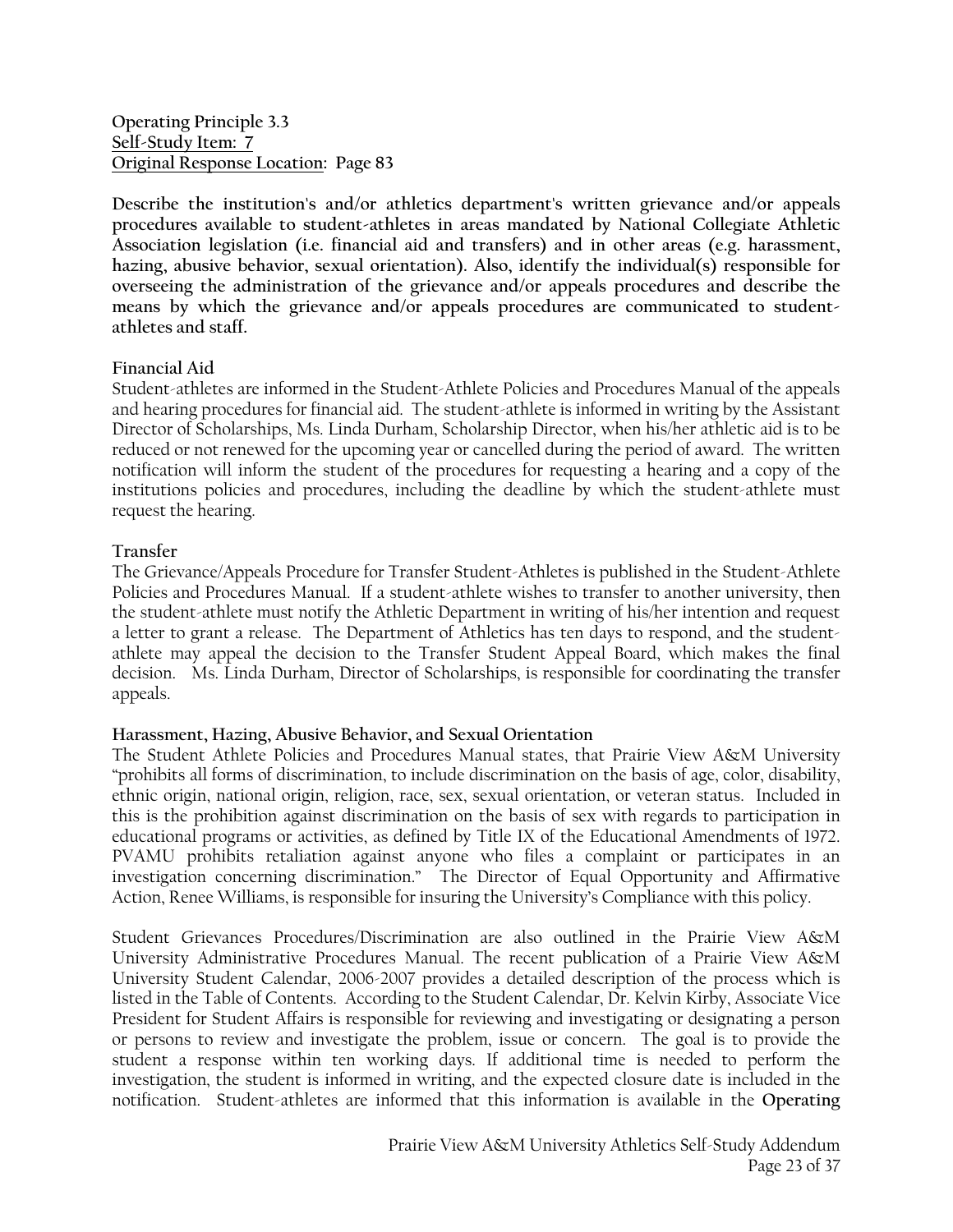**Operating Principle 3.3**
**Self-Study Item: 7**
**Original Response Location: Page 83**

**Describe the institution's and/or athletics department's written grievance and/or appeals procedures available to student-athletes in areas mandated by National Collegiate Athletic Association legislation (i.e. financial aid and transfers) and in other areas (e.g. harassment, hazing, abusive behavior, sexual orientation). Also, identify the individual(s) responsible for overseeing the administration of the grievance and/or appeals procedures and describe the means by which the grievance and/or appeals procedures are communicated to student-athletes and staff.**

**Financial Aid**

Student-athletes are informed in the Student-Athlete Policies and Procedures Manual of the appeals and hearing procedures for financial aid. The student-athlete is informed in writing by the Assistant Director of Scholarships, Ms. Linda Durham, Scholarship Director, when his/her athletic aid is to be reduced or not renewed for the upcoming year or cancelled during the period of award. The written notification will inform the student of the procedures for requesting a hearing and a copy of the institutions policies and procedures, including the deadline by which the student-athlete must request the hearing.

**Transfer**

The Grievance/Appeals Procedure for Transfer Student-Athletes is published in the Student-Athlete Policies and Procedures Manual. If a student-athlete wishes to transfer to another university, then the student-athlete must notify the Athletic Department in writing of his/her intention and request a letter to grant a release. The Department of Athletics has ten days to respond, and the student-athlete may appeal the decision to the Transfer Student Appeal Board, which makes the final decision. Ms. Linda Durham, Director of Scholarships, is responsible for coordinating the transfer appeals.

**Harassment, Hazing, Abusive Behavior, and Sexual Orientation**

The Student Athlete Policies and Procedures Manual states, that Prairie View A&M University "prohibits all forms of discrimination, to include discrimination on the basis of age, color, disability, ethnic origin, national origin, religion, race, sex, sexual orientation, or veteran status. Included in this is the prohibition against discrimination on the basis of sex with regards to participation in educational programs or activities, as defined by Title IX of the Educational Amendments of 1972. PVAMU prohibits retaliation against anyone who files a complaint or participates in an investigation concerning discrimination." The Director of Equal Opportunity and Affirmative Action, Renee Williams, is responsible for insuring the University's Compliance with this policy.

Student Grievances Procedures/Discrimination are also outlined in the Prairie View A&M University Administrative Procedures Manual. The recent publication of a Prairie View A&M University Student Calendar, 2006-2007 provides a detailed description of the process which is listed in the Table of Contents. According to the Student Calendar, Dr. Kelvin Kirby, Associate Vice President for Student Affairs is responsible for reviewing and investigating or designating a person or persons to review and investigate the problem, issue or concern. The goal is to provide the student a response within ten working days. If additional time is needed to perform the investigation, the student is informed in writing, and the expected closure date is included in the notification. Student-athletes are informed that this information is available in the **Operating**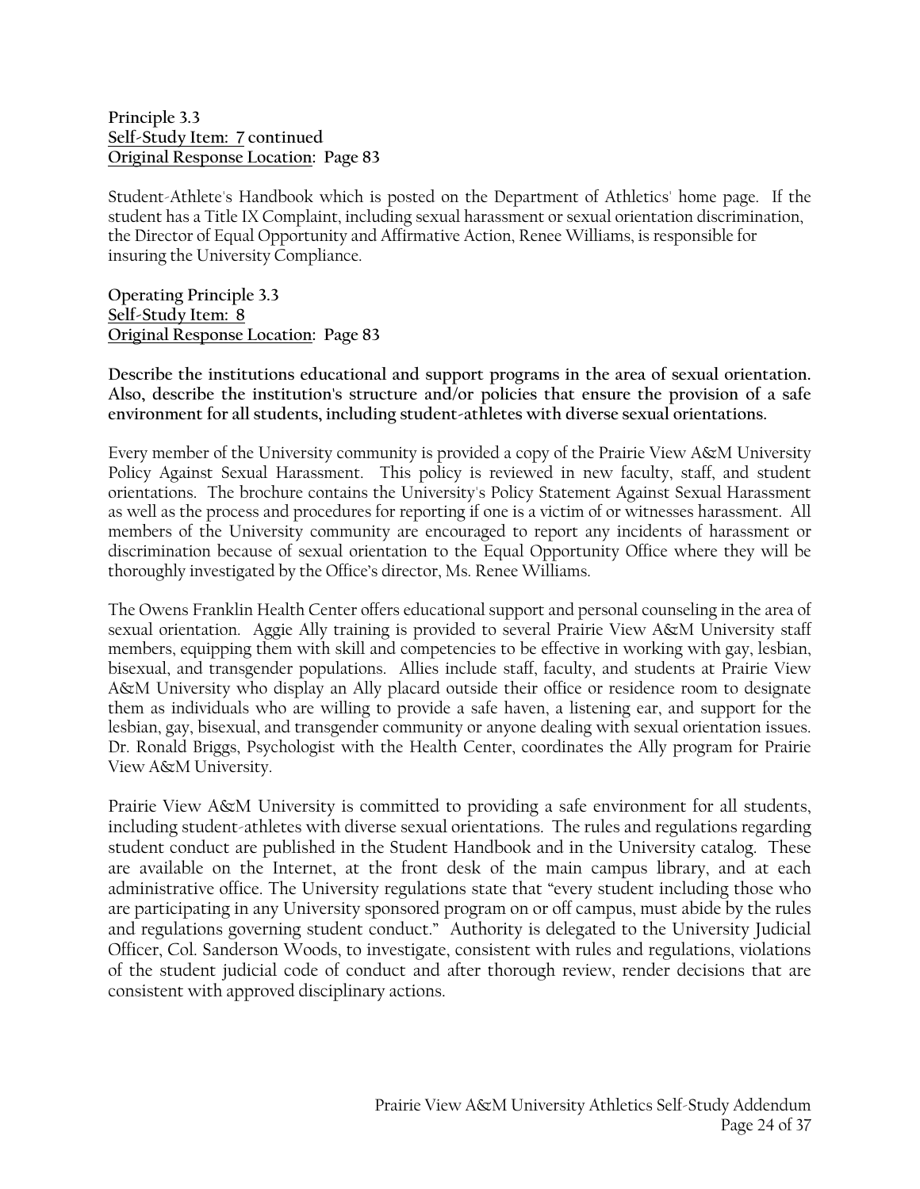**Principle 3.3**
**Self-Study Item: 7 continued**
**Original Response Location: Page 83**

Student-Athlete's Handbook which is posted on the Department of Athletics' home page. If the student has a Title IX Complaint, including sexual harassment or sexual orientation discrimination, the Director of Equal Opportunity and Affirmative Action, Renee Williams, is responsible for insuring the University Compliance.

**Operating Principle 3.3**
**Self-Study Item: 8**
**Original Response Location: Page 83**

**Describe the institutions educational and support programs in the area of sexual orientation. Also, describe the institution's structure and/or policies that ensure the provision of a safe environment for all students, including student-athletes with diverse sexual orientations.**

Every member of the University community is provided a copy of the Prairie View A&M University Policy Against Sexual Harassment. This policy is reviewed in new faculty, staff, and student orientations. The brochure contains the University's Policy Statement Against Sexual Harassment as well as the process and procedures for reporting if one is a victim of or witnesses harassment. All members of the University community are encouraged to report any incidents of harassment or discrimination because of sexual orientation to the Equal Opportunity Office where they will be thoroughly investigated by the Office's director, Ms. Renee Williams.

The Owens Franklin Health Center offers educational support and personal counseling in the area of sexual orientation. Aggie Ally training is provided to several Prairie View A&M University staff members, equipping them with skill and competencies to be effective in working with gay, lesbian, bisexual, and transgender populations. Allies include staff, faculty, and students at Prairie View A&M University who display an Ally placard outside their office or residence room to designate them as individuals who are willing to provide a safe haven, a listening ear, and support for the lesbian, gay, bisexual, and transgender community or anyone dealing with sexual orientation issues. Dr. Ronald Briggs, Psychologist with the Health Center, coordinates the Ally program for Prairie View A&M University.

Prairie View A&M University is committed to providing a safe environment for all students, including student-athletes with diverse sexual orientations. The rules and regulations regarding student conduct are published in the Student Handbook and in the University catalog. These are available on the Internet, at the front desk of the main campus library, and at each administrative office. The University regulations state that "every student including those who are participating in any University sponsored program on or off campus, must abide by the rules and regulations governing student conduct." Authority is delegated to the University Judicial Officer, Col. Sanderson Woods, to investigate, consistent with rules and regulations, violations of the student judicial code of conduct and after thorough review, render decisions that are consistent with approved disciplinary actions.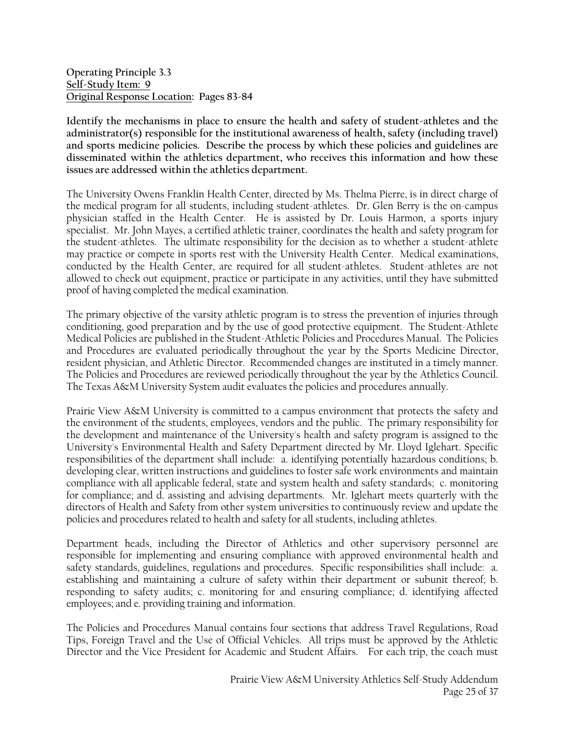**Operating Principle 3.3**
**Self-Study Item: 9**
**Original Response Location: Pages 83-84**

**Identify the mechanisms in place to ensure the health and safety of student-athletes and the administrator(s) responsible for the institutional awareness of health, safety (including travel) and sports medicine policies. Describe the process by which these policies and guidelines are disseminated within the athletics department, who receives this information and how these issues are addressed within the athletics department.**

The University Owens Franklin Health Center, directed by Ms. Thelma Pierre, is in direct charge of the medical program for all students, including student-athletes. Dr. Glen Berry is the on-campus physician staffed in the Health Center. He is assisted by Dr. Louis Harmon, a sports injury specialist. Mr. John Mayes, a certified athletic trainer, coordinates the health and safety program for the student-athletes. The ultimate responsibility for the decision as to whether a student-athlete may practice or compete in sports rest with the University Health Center. Medical examinations, conducted by the Health Center, are required for all student-athletes. Student-athletes are not allowed to check out equipment, practice or participate in any activities, until they have submitted proof of having completed the medical examination.

The primary objective of the varsity athletic program is to stress the prevention of injuries through conditioning, good preparation and by the use of good protective equipment. The Student-Athlete Medical Policies are published in the Student-Athletic Policies and Procedures Manual. The Policies and Procedures are evaluated periodically throughout the year by the Sports Medicine Director, resident physician, and Athletic Director. Recommended changes are instituted in a timely manner. The Policies and Procedures are reviewed periodically throughout the year by the Athletics Council. The Texas A&M University System audit evaluates the policies and procedures annually.

Prairie View A&M University is committed to a campus environment that protects the safety and the environment of the students, employees, vendors and the public. The primary responsibility for the development and maintenance of the University's health and safety program is assigned to the University's Environmental Health and Safety Department directed by Mr. Lloyd Iglehart. Specific responsibilities of the department shall include: a. identifying potentially hazardous conditions; b. developing clear, written instructions and guidelines to foster safe work environments and maintain compliance with all applicable federal, state and system health and safety standards; c. monitoring for compliance; and d. assisting and advising departments. Mr. Iglehart meets quarterly with the directors of Health and Safety from other system universities to continuously review and update the policies and procedures related to health and safety for all students, including athletes.

Department heads, including the Director of Athletics and other supervisory personnel are responsible for implementing and ensuring compliance with approved environmental health and safety standards, guidelines, regulations and procedures. Specific responsibilities shall include: a. establishing and maintaining a culture of safety within their department or subunit thereof; b. responding to safety audits; c. monitoring for and ensuring compliance; d. identifying affected employees; and e. providing training and information.

The Policies and Procedures Manual contains four sections that address Travel Regulations, Road Tips, Foreign Travel and the Use of Official Vehicles. All trips must be approved by the Athletic Director and the Vice President for Academic and Student Affairs. For each trip, the coach must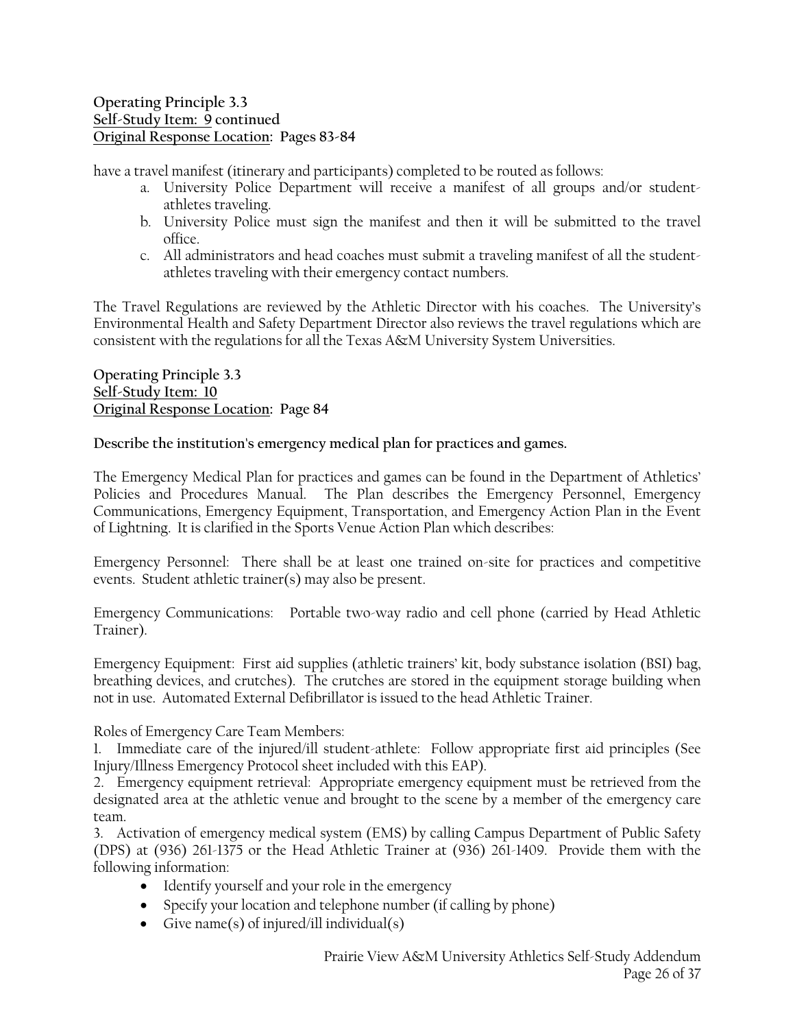**Operating Principle 3.3**
**Self-Study Item: 9 continued**
**Original Response Location: Pages 83-84**

have a travel manifest (itinerary and participants) completed to be routed as follows:

a. University Police Department will receive a manifest of all groups and/or student-athletes traveling.
b. University Police must sign the manifest and then it will be submitted to the travel office.
c. All administrators and head coaches must submit a traveling manifest of all the student-athletes traveling with their emergency contact numbers.

The Travel Regulations are reviewed by the Athletic Director with his coaches. The University's Environmental Health and Safety Department Director also reviews the travel regulations which are consistent with the regulations for all the Texas A&M University System Universities.

**Operating Principle 3.3**
**Self-Study Item: 10**
**Original Response Location: Page 84**

**Describe the institution's emergency medical plan for practices and games.**

The Emergency Medical Plan for practices and games can be found in the Department of Athletics' Policies and Procedures Manual. The Plan describes the Emergency Personnel, Emergency Communications, Emergency Equipment, Transportation, and Emergency Action Plan in the Event of Lightning. It is clarified in the Sports Venue Action Plan which describes:

Emergency Personnel: There shall be at least one trained on-site for practices and competitive events. Student athletic trainer(s) may also be present.

Emergency Communications: Portable two-way radio and cell phone (carried by Head Athletic Trainer).

Emergency Equipment: First aid supplies (athletic trainers' kit, body substance isolation (BSI) bag, breathing devices, and crutches). The crutches are stored in the equipment storage building when not in use. Automated External Defibrillator is issued to the head Athletic Trainer.

Roles of Emergency Care Team Members:

1. Immediate care of the injured/ill student-athlete: Follow appropriate first aid principles (See Injury/Illness Emergency Protocol sheet included with this EAP).
2. Emergency equipment retrieval: Appropriate emergency equipment must be retrieved from the designated area at the athletic venue and brought to the scene by a member of the emergency care team.
3. Activation of emergency medical system (EMS) by calling Campus Department of Public Safety (DPS) at (936) 261-1375 or the Head Athletic Trainer at (936) 261-1409. Provide them with the following information:
   - Identify yourself and your role in the emergency
   - Specify your location and telephone number (if calling by phone)
   - Give name(s) of injured/ill individual(s)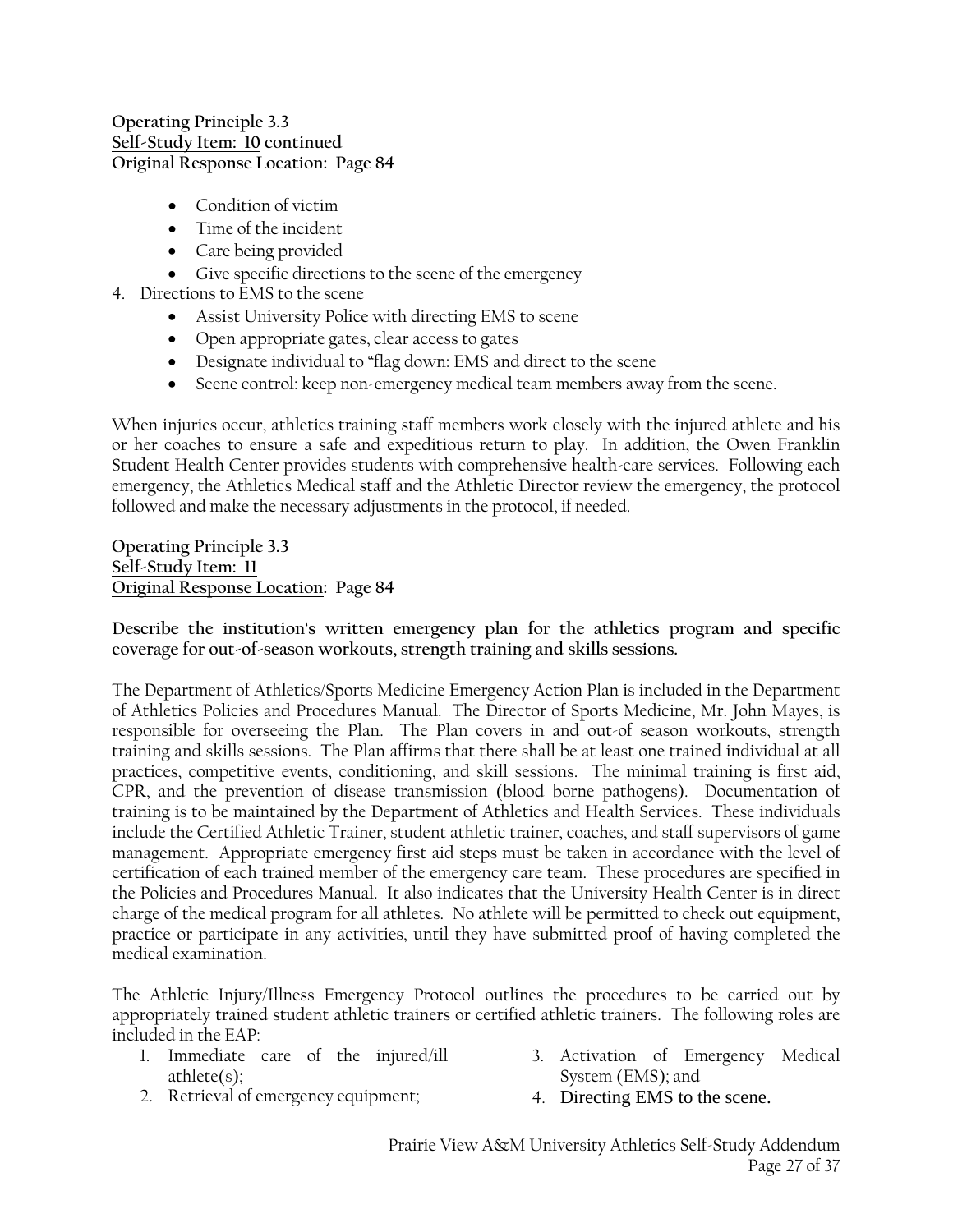**Operating Principle 3.3**
**Self-Study Item: 10 continued**
**Original Response Location: Page 84**

- Condition of victim
- Time of the incident
- Care being provided
- Give specific directions to the scene of the emergency

4. Directions to EMS to the scene
   - Assist University Police with directing EMS to scene
   - Open appropriate gates, clear access to gates
   - Designate individual to "flag down: EMS and direct to the scene
   - Scene control: keep non-emergency medical team members away from the scene.

When injuries occur, athletics training staff members work closely with the injured athlete and his or her coaches to ensure a safe and expeditious return to play. In addition, the Owen Franklin Student Health Center provides students with comprehensive health-care services. Following each emergency, the Athletics Medical staff and the Athletic Director review the emergency, the protocol followed and make the necessary adjustments in the protocol, if needed.

**Operating Principle 3.3**
**Self-Study Item: 11**
**Original Response Location: Page 84**

**Describe the institution's written emergency plan for the athletics program and specific coverage for out-of-season workouts, strength training and skills sessions.**

The Department of Athletics/Sports Medicine Emergency Action Plan is included in the Department of Athletics Policies and Procedures Manual. The Director of Sports Medicine, Mr. John Mayes, is responsible for overseeing the Plan. The Plan covers in and out-of season workouts, strength training and skills sessions. The Plan affirms that there shall be at least one trained individual at all practices, competitive events, conditioning, and skill sessions. The minimal training is first aid, CPR, and the prevention of disease transmission (blood borne pathogens). Documentation of training is to be maintained by the Department of Athletics and Health Services. These individuals include the Certified Athletic Trainer, student athletic trainer, coaches, and staff supervisors of game management. Appropriate emergency first aid steps must be taken in accordance with the level of certification of each trained member of the emergency care team. These procedures are specified in the Policies and Procedures Manual. It also indicates that the University Health Center is in direct charge of the medical program for all athletes. No athlete will be permitted to check out equipment, practice or participate in any activities, until they have submitted proof of having completed the medical examination.

The Athletic Injury/Illness Emergency Protocol outlines the procedures to be carried out by appropriately trained student athletic trainers or certified athletic trainers. The following roles are included in the EAP:

1. Immediate care of the injured/ill athlete(s);
2. Retrieval of emergency equipment;
3. Activation of Emergency Medical System (EMS); and
4. Directing EMS to the scene.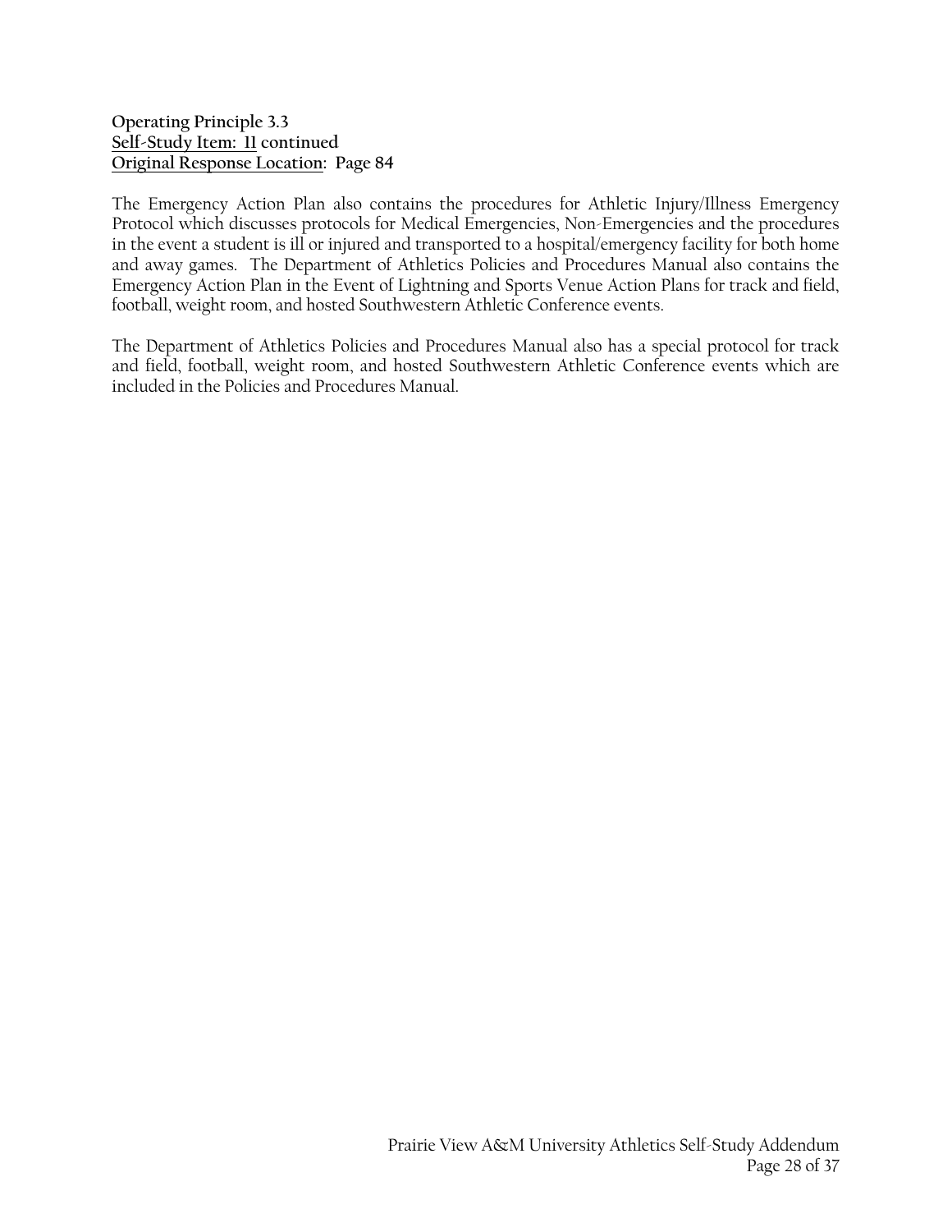**Operating Principle 3.3**
**Self-Study Item: 11 continued**
**Original Response Location: Page 84**

The Emergency Action Plan also contains the procedures for Athletic Injury/Illness Emergency Protocol which discusses protocols for Medical Emergencies, Non-Emergencies and the procedures in the event a student is ill or injured and transported to a hospital/emergency facility for both home and away games. The Department of Athletics Policies and Procedures Manual also contains the Emergency Action Plan in the Event of Lightning and Sports Venue Action Plans for track and field, football, weight room, and hosted Southwestern Athletic Conference events.

The Department of Athletics Policies and Procedures Manual also has a special protocol for track and field, football, weight room, and hosted Southwestern Athletic Conference events which are included in the Policies and Procedures Manual.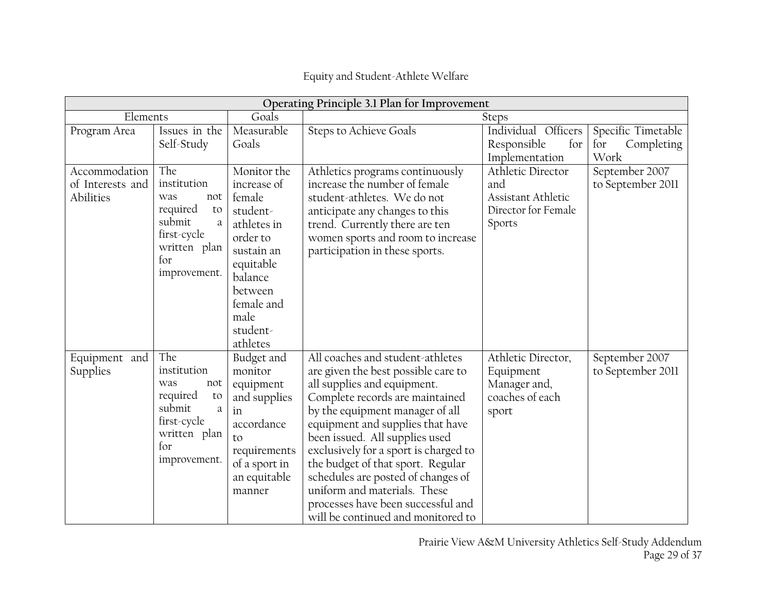Equity and Student-Athlete Welfare

| Operating Principle 3.1 Plan for Improvement | | | | | |
|---|---|---|---|---|---|
| Elements | | Goals | Steps | | |
| Program Area | Issues in the Self-Study | Measurable Goals | Steps to Achieve Goals | Individual Officers Responsible for Implementation | Specific Timetable for Completing Work |
| Accommodation of Interests and Abilities | The institution was not required to submit a first-cycle written plan for improvement. | Monitor the increase of female student-athletes in order to sustain an equitable balance between female and male student-athletes | Athletics programs continuously increase the number of female student-athletes. We do not anticipate any changes to this trend. Currently there are ten women sports and room to increase participation in these sports. | Athletic Director and Assistant Athletic Director for Female Sports | September 2007 to September 2011 |
| Equipment and Supplies | The institution was not required to submit a first-cycle written plan for improvement. | Budget and monitor equipment and supplies in accordance to requirements of a sport in an equitable manner | All coaches and student-athletes are given the best possible care to all supplies and equipment. Complete records are maintained by the equipment manager of all equipment and supplies that have been issued. All supplies used exclusively for a sport is charged to the budget of that sport. Regular schedules are posted of changes of uniform and materials. These processes have been successful and will be continued and monitored to | Athletic Director, Equipment Manager and, coaches of each sport | September 2007 to September 2011 |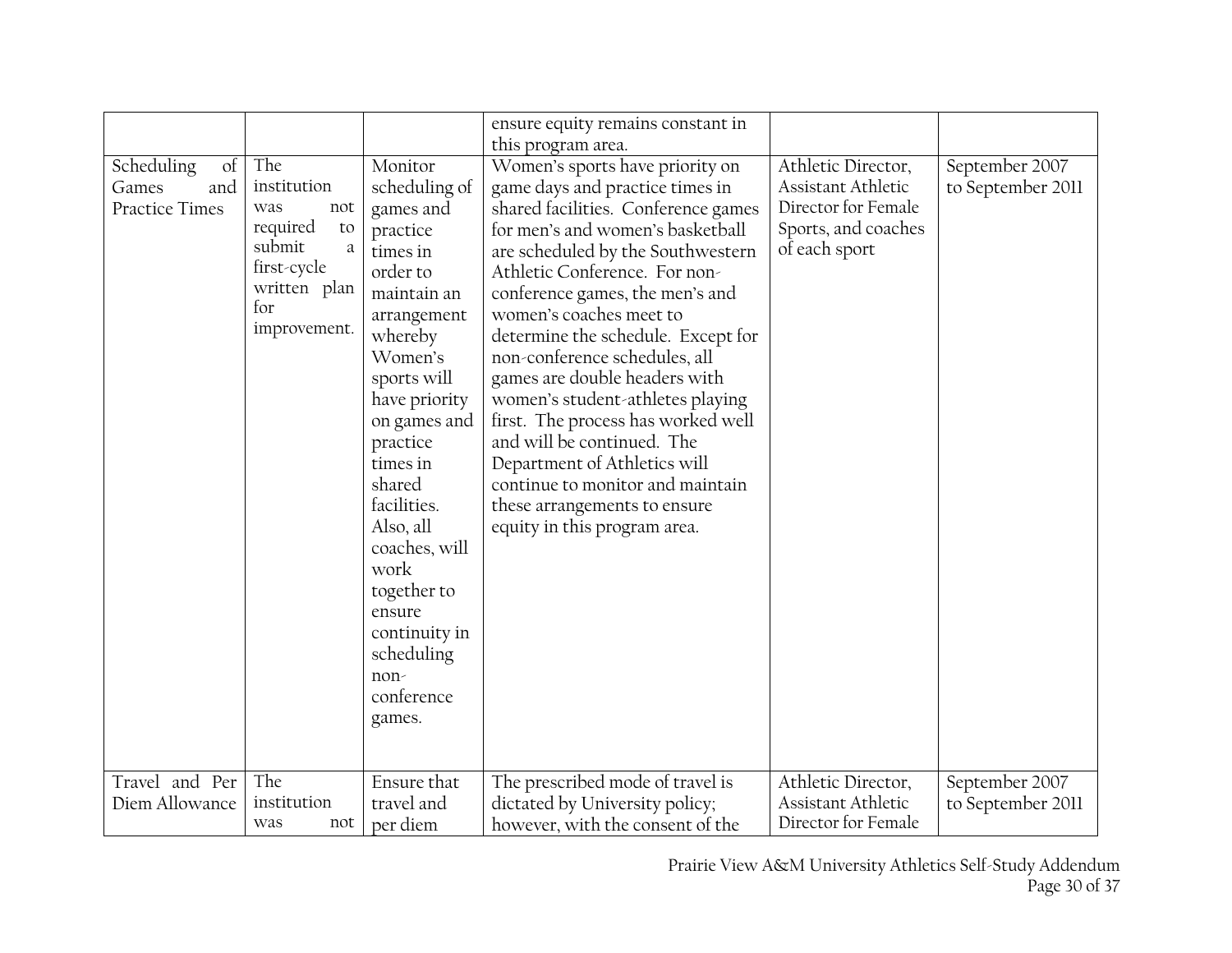| | | | ensure equity remains constant in this program area. | | |
|---|---|---|---|---|---|
| Scheduling of Games and Practice Times | The institution was not required to submit a first-cycle written plan for improvement. | Monitor scheduling of games and practice times in order to maintain an arrangement whereby Women's sports will have priority on games and practice times in shared facilities. Also, all coaches, will work together to ensure continuity in scheduling non-conference games. | Women's sports have priority on game days and practice times in shared facilities. Conference games for men's and women's basketball are scheduled by the Southwestern Athletic Conference. For non-conference games, the men's and women's coaches meet to determine the schedule. Except for non-conference schedules, all games are double headers with women's student-athletes playing first. The process has worked well and will be continued. The Department of Athletics will continue to monitor and maintain these arrangements to ensure equity in this program area. | Athletic Director, Assistant Athletic Director for Female Sports, and coaches of each sport | September 2007 to September 2011 |
| Travel and Per Diem Allowance | The institution was not | Ensure that travel and per diem | The prescribed mode of travel is dictated by University policy; however, with the consent of the | Athletic Director, Assistant Athletic Director for Female | September 2007 to September 2011 |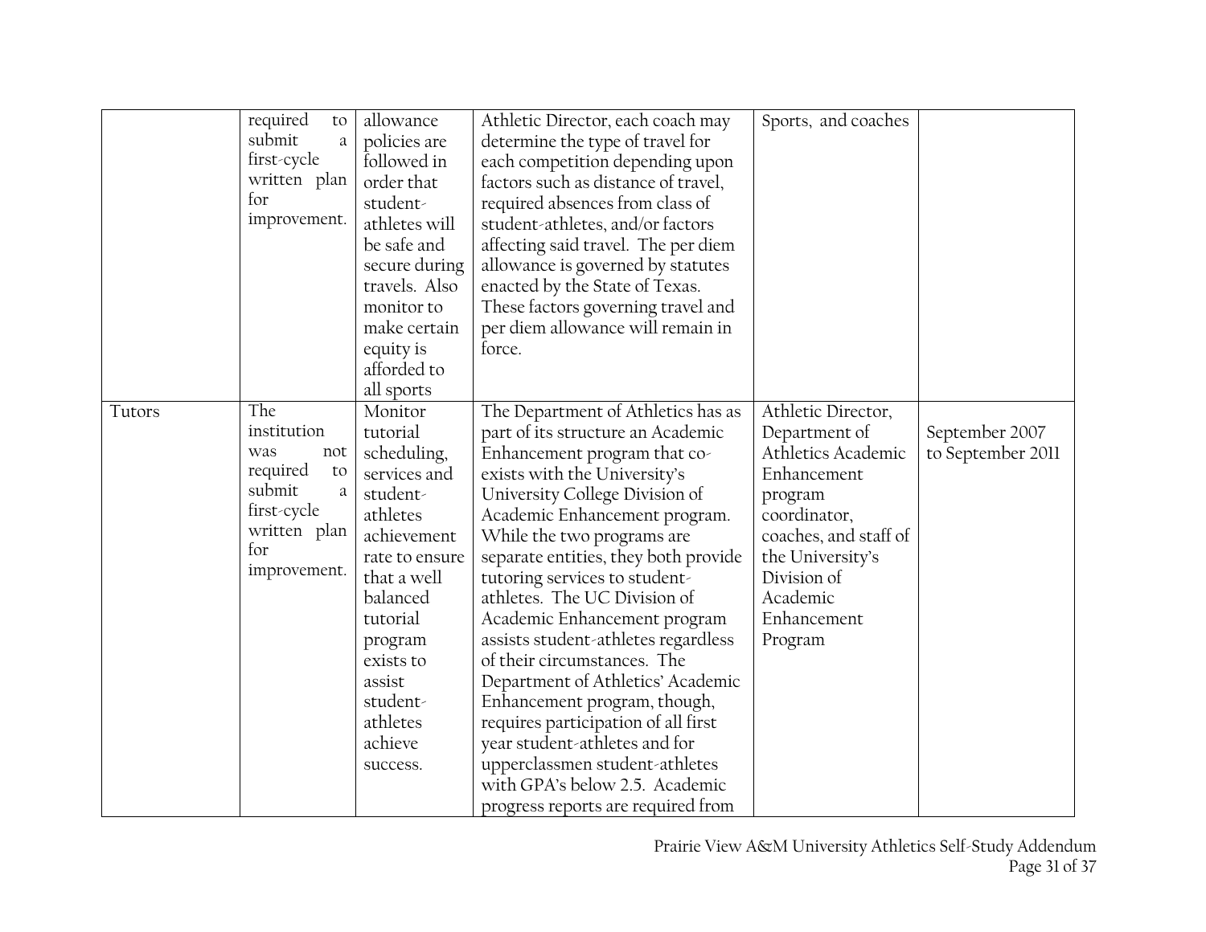| | | | | | |
|---|---|---|---|---|---|
| | required to submit a first-cycle written plan for improvement. | allowance policies are followed in order that student-athletes will be safe and secure during travels. Also monitor to make certain equity is afforded to all sports | Athletic Director, each coach may determine the type of travel for each competition depending upon factors such as distance of travel, required absences from class of student-athletes, and/or factors affecting said travel. The per diem allowance is governed by statutes enacted by the State of Texas. These factors governing travel and per diem allowance will remain in force. | Sports, and coaches | |
| Tutors | The institution was not required to submit a first-cycle written plan for improvement. | Monitor tutorial scheduling, services and student-athletes achievement rate to ensure that a well balanced tutorial program exists to assist student-athletes achieve success. | The Department of Athletics has as part of its structure an Academic Enhancement program that co-exists with the University's University College Division of Academic Enhancement program. While the two programs are separate entities, they both provide tutoring services to student-athletes. The UC Division of Academic Enhancement program assists student-athletes regardless of their circumstances. The Department of Athletics' Academic Enhancement program, though, requires participation of all first year student-athletes and for upperclassmen student-athletes with GPA's below 2.5. Academic progress reports are required from | Athletic Director, Department of Athletics Academic Enhancement program coordinator, coaches, and staff of the University's Division of Academic Enhancement Program | September 2007 to September 2011 |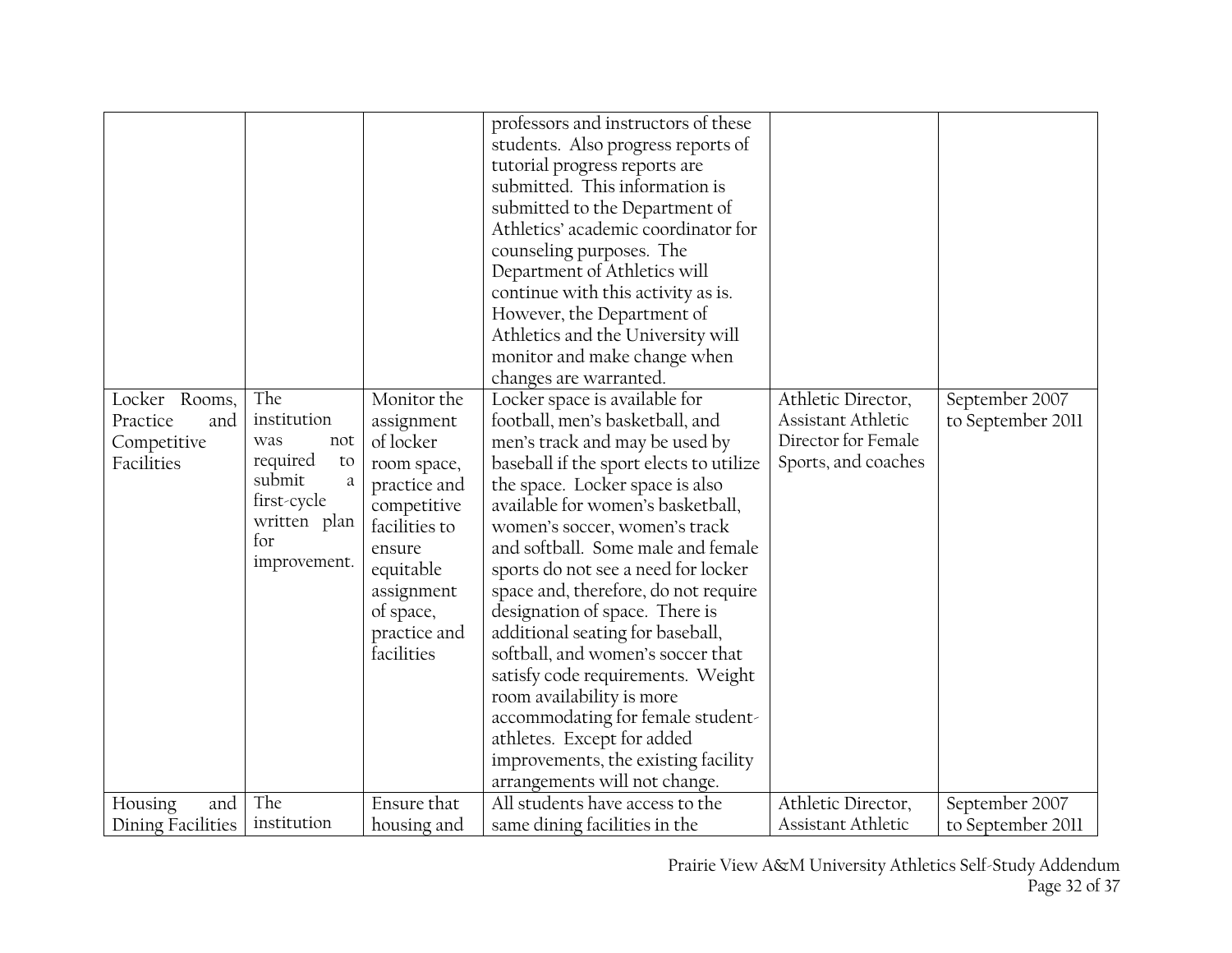| | | | | | |
|---|---|---|---|---|---|
| | | | professors and instructors of these students. Also progress reports of tutorial progress reports are submitted. This information is submitted to the Department of Athletics' academic coordinator for counseling purposes. The Department of Athletics will continue with this activity as is. However, the Department of Athletics and the University will monitor and make change when changes are warranted. | | |
| Locker Rooms, Practice and Competitive Facilities | The institution was not required to submit a first-cycle written plan for improvement. | Monitor the assignment of locker room space, practice and competitive facilities to ensure equitable assignment of space, practice and facilities | Locker space is available for football, men's basketball, and men's track and may be used by baseball if the sport elects to utilize the space. Locker space is also available for women's basketball, women's soccer, women's track and softball. Some male and female sports do not see a need for locker space and, therefore, do not require designation of space. There is additional seating for baseball, softball, and women's soccer that satisfy code requirements. Weight room availability is more accommodating for female student-athletes. Except for added improvements, the existing facility arrangements will not change. | Athletic Director, Assistant Athletic Director for Female Sports, and coaches | September 2007 to September 2011 |
| Housing and Dining Facilities | The institution | Ensure that housing and | All students have access to the same dining facilities in the | Athletic Director, Assistant Athletic | September 2007 to September 2011 |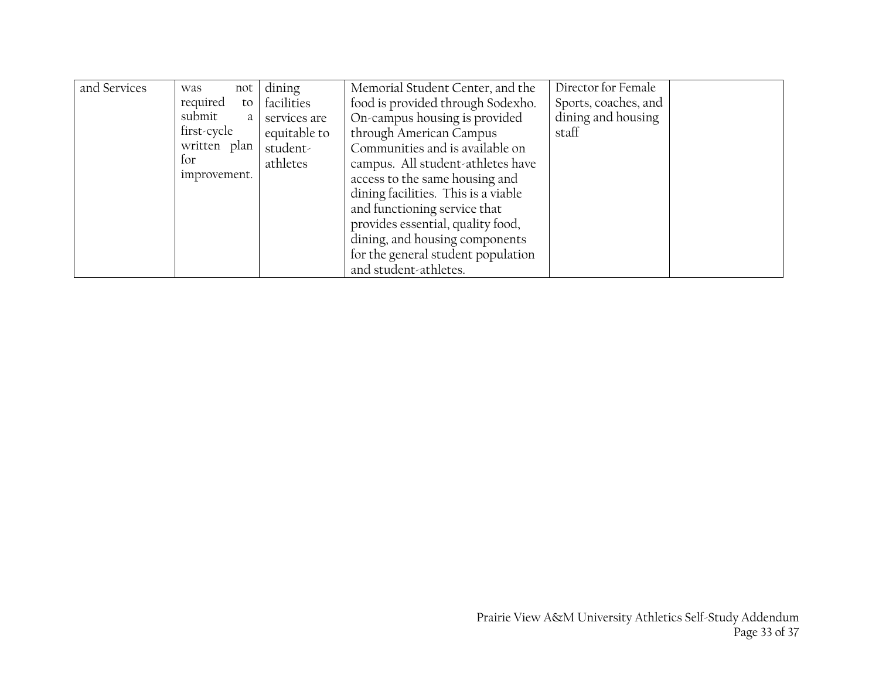| | | | | | |
|---|---|---|---|---|---|
| and Services | was not required to submit a first-cycle written plan for improvement. | dining facilities services are equitable to student-athletes | Memorial Student Center, and the food is provided through Sodexho. On-campus housing is provided through American Campus Communities and is available on campus. All student-athletes have access to the same housing and dining facilities. This is a viable and functioning service that provides essential, quality food, dining, and housing components for the general student population and student-athletes. | Director for Female Sports, coaches, and dining and housing staff | |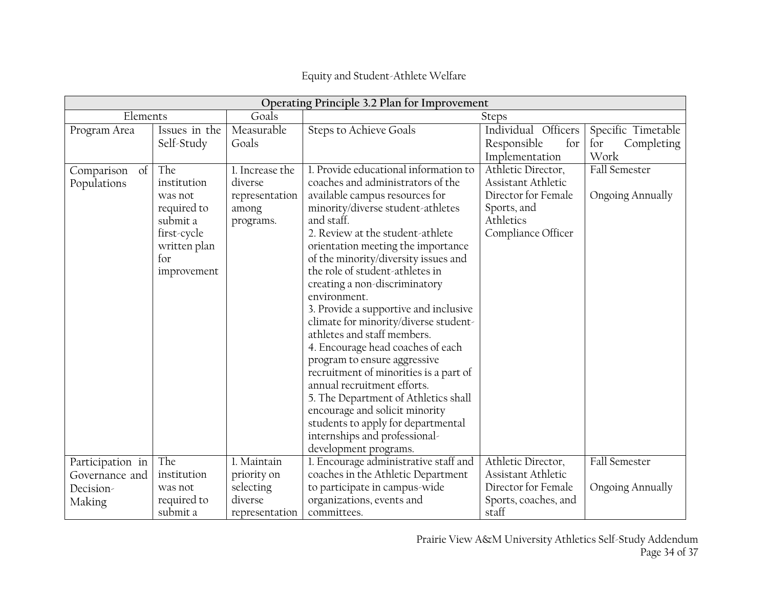Equity and Student-Athlete Welfare

| Operating Principle 3.2 Plan for Improvement | | | | | |
|---|---|---|---|---|---|
| Elements | | Goals | Steps | | |
| Program Area | Issues in the Self-Study | Measurable Goals | Steps to Achieve Goals | Individual Officers Responsible for Implementation | Specific Timetable for Completing Work |
| Comparison of Populations | The institution was not required to submit a first-cycle written plan for improvement | 1. Increase the diverse representation among programs. | 1. Provide educational information to coaches and administrators of the available campus resources for minority/diverse student-athletes and staff.<br>2. Review at the student-athlete orientation meeting the importance of the minority/diversity issues and the role of student-athletes in creating a non-discriminatory environment.<br>3. Provide a supportive and inclusive climate for minority/diverse student-athletes and staff members.<br>4. Encourage head coaches of each program to ensure aggressive recruitment of minorities is a part of annual recruitment efforts.<br>5. The Department of Athletics shall encourage and solicit minority students to apply for departmental internships and professional-development programs. | Athletic Director, Assistant Athletic Director for Female Sports, and Athletics Compliance Officer | Fall Semester<br><br>Ongoing Annually |
| Participation in Governance and Decision-Making | The institution was not required to submit a | 1. Maintain priority on selecting diverse representation | 1. Encourage administrative staff and coaches in the Athletic Department to participate in campus-wide organizations, events and committees. | Athletic Director, Assistant Athletic Director for Female Sports, coaches, and staff | Fall Semester<br><br>Ongoing Annually |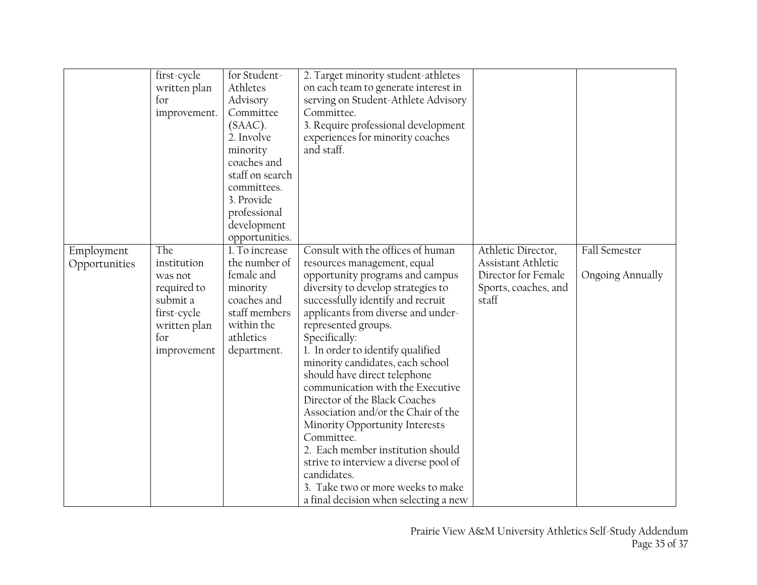| | | | | | |
|---|---|---|---|---|---|
| | first-cycle written plan for improvement. | for Student-Athletes Advisory Committee (SAAC).<br>2. Involve minority coaches and staff on search committees.<br>3. Provide professional development opportunities. | 2. Target minority student-athletes on each team to generate interest in serving on Student-Athlete Advisory Committee.<br>3. Require professional development experiences for minority coaches and staff. | | |
| Employment Opportunities | The institution was not required to submit a first-cycle written plan for improvement | 1. To increase the number of female and minority coaches and staff members within the athletics department. | Consult with the offices of human resources management, equal opportunity programs and campus diversity to develop strategies to successfully identify and recruit applicants from diverse and under-represented groups.<br>Specifically:<br>1. In order to identify qualified minority candidates, each school should have direct telephone communication with the Executive Director of the Black Coaches Association and/or the Chair of the Minority Opportunity Interests Committee.<br>2. Each member institution should strive to interview a diverse pool of candidates.<br>3. Take two or more weeks to make a final decision when selecting a new | Athletic Director, Assistant Athletic Director for Female Sports, coaches, and staff | Fall Semester<br><br>Ongoing Annually |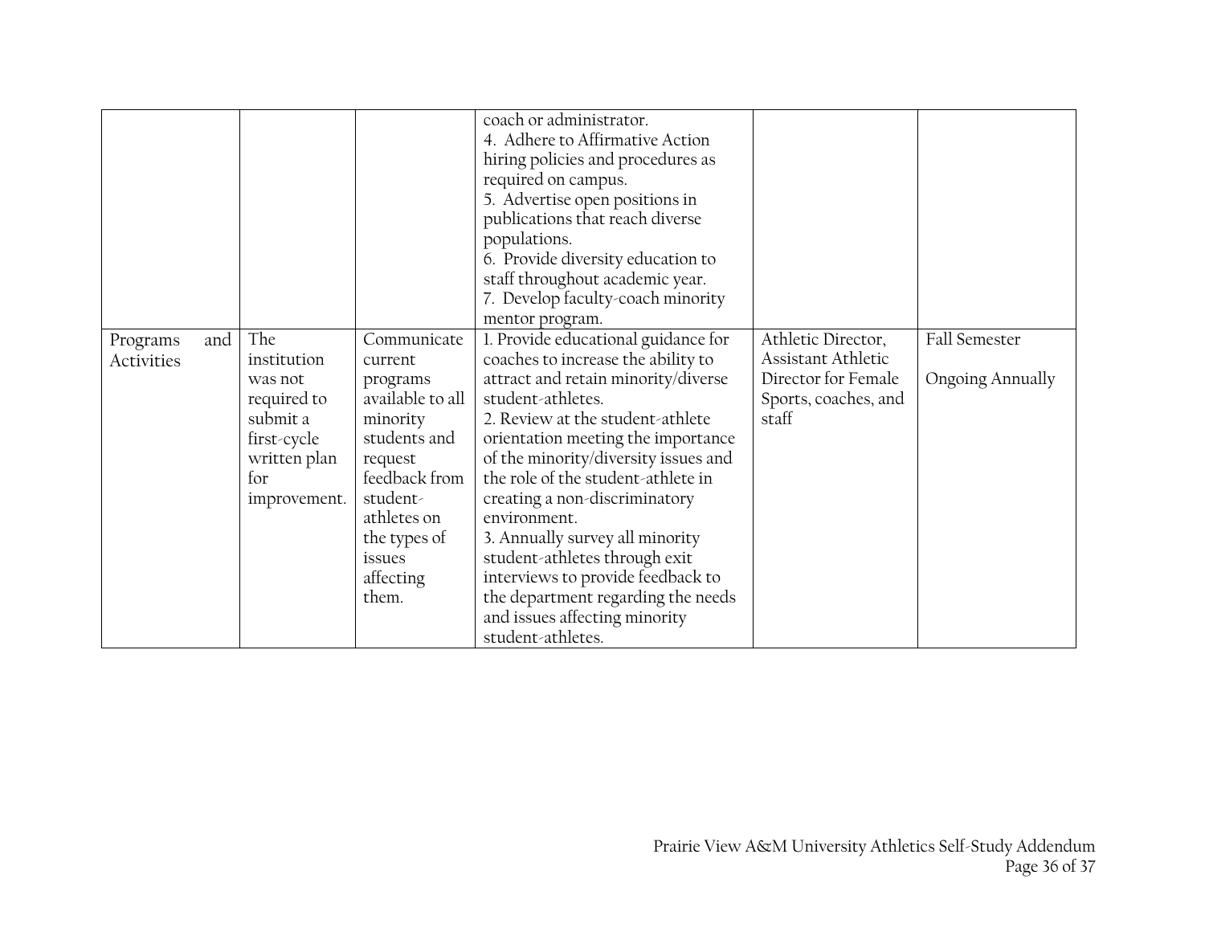| | | | | | |
|---|---|---|---|---|---|
| | | | coach or administrator.<br>4. Adhere to Affirmative Action hiring policies and procedures as required on campus.<br>5. Advertise open positions in publications that reach diverse populations.<br>6. Provide diversity education to staff throughout academic year.<br>7. Develop faculty-coach minority mentor program. | | |
| Programs and Activities | The institution was not required to submit a first-cycle written plan for improvement. | Communicate current programs available to all minority students and request feedback from student-athletes on the types of issues affecting them. | 1. Provide educational guidance for coaches to increase the ability to attract and retain minority/diverse student-athletes.<br>2. Review at the student-athlete orientation meeting the importance of the minority/diversity issues and the role of the student-athlete in creating a non-discriminatory environment.<br>3. Annually survey all minority student-athletes through exit interviews to provide feedback to the department regarding the needs and issues affecting minority student-athletes. | Athletic Director, Assistant Athletic Director for Female Sports, coaches, and staff | Fall Semester<br><br>Ongoing Annually |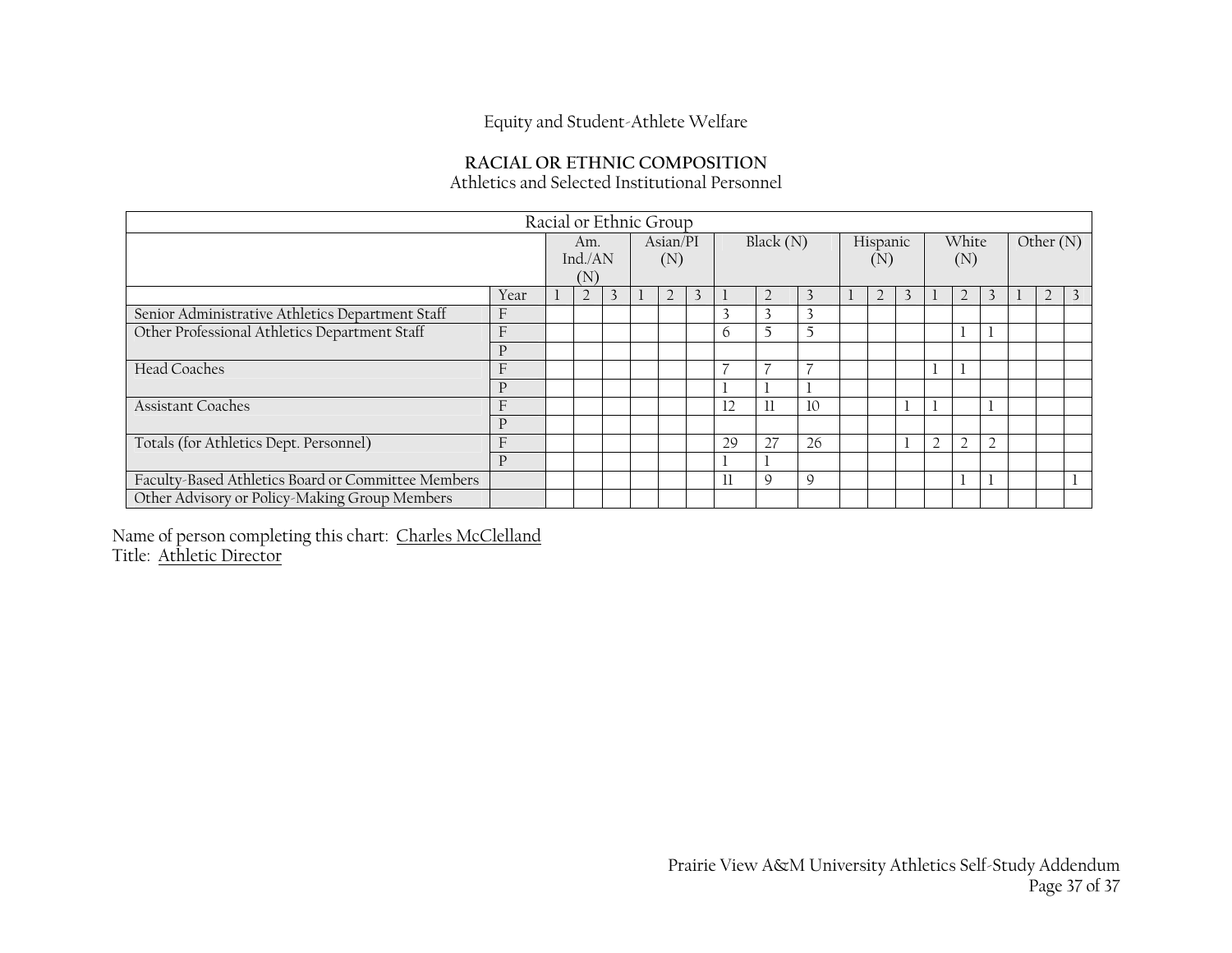Equity and Student-Athlete Welfare

**RACIAL OR ETHNIC COMPOSITION**
Athletics and Selected Institutional Personnel

| Racial or Ethnic Group | | | | | | | | | | | | | | | | | | | |
|---|---|---|---|---|---|---|---|---|---|---|---|---|---|---|---|---|---|---|---|
| | | Am. Ind./AN (N) | | | Asian/PI (N) | | | Black (N) | | | Hispanic (N) | | | White (N) | | | Other (N) | | |
| | Year | 1 | 2 | 3 | 1 | 2 | 3 | 1 | 2 | 3 | 1 | 2 | 3 | 1 | 2 | 3 | 1 | 2 | 3 |
| Senior Administrative Athletics Department Staff | F | | | | | | | 3 | 3 | 3 | | | | | | | | | |
| Other Professional Athletics Department Staff | F | | | | | | | 6 | 5 | 5 | | | | | 1 | 1 | | | |
| | P | | | | | | | | | | | | | | | | | | |
| Head Coaches | F | | | | | | | 7 | 7 | 7 | | | | 1 | 1 | | | | |
| | P | | | | | | | 1 | 1 | 1 | | | | | | | | | |
| Assistant Coaches | F | | | | | | | 12 | 11 | 10 | | | 1 | 1 | | 1 | | | |
| | P | | | | | | | | | | | | | | | | | | |
| Totals (for Athletics Dept. Personnel) | F | | | | | | | 29 | 27 | 26 | | | 1 | 2 | 2 | 2 | | | |
| | P | | | | | | | 1 | 1 | | | | | | | | | | |
| Faculty-Based Athletics Board or Committee Members | | | | | | | | 11 | 9 | 9 | | | | | 1 | 1 | | | 1 |
| Other Advisory or Policy-Making Group Members | | | | | | | | | | | | | | | | | | | |

Name of person completing this chart: Charles McClelland
Title: Athletic Director